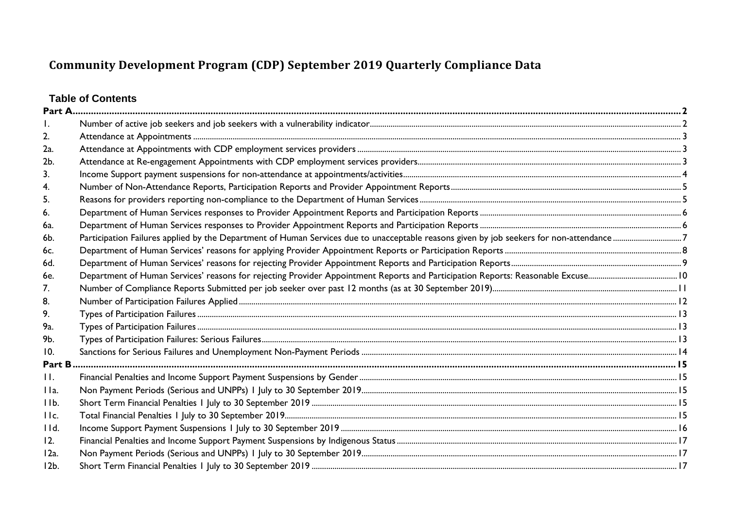# Community Development Program (CDP) September 2019 Quarterly Compliance Data

## Table of Contents

**Part A** ..... 2

| | | |
|---|---|---|
| 1. | Number of active job seekers and job seekers with a vulnerability indicator | 2 |
| 2. | Attendance at Appointments | 3 |
| 2a. | Attendance at Appointments with CDP employment services providers | 3 |
| 2b. | Attendance at Re-engagement Appointments with CDP employment services providers | 3 |
| 3. | Income Support payment suspensions for non-attendance at appointments/activities | 4 |
| 4. | Number of Non-Attendance Reports, Participation Reports and Provider Appointment Reports | 5 |
| 5. | Reasons for providers reporting non-compliance to the Department of Human Services | 5 |
| 6. | Department of Human Services responses to Provider Appointment Reports and Participation Reports | 6 |
| 6a. | Department of Human Services responses to Provider Appointment Reports and Participation Reports | 6 |
| 6b. | Participation Failures applied by the Department of Human Services due to unacceptable reasons given by job seekers for non-attendance | 7 |
| 6c. | Department of Human Services' reasons for applying Provider Appointment Reports or Participation Reports | 8 |
| 6d. | Department of Human Services' reasons for rejecting Provider Appointment Reports and Participation Reports | 9 |
| 6e. | Department of Human Services' reasons for rejecting Provider Appointment Reports and Participation Reports: Reasonable Excuse | 10 |
| 7. | Number of Compliance Reports Submitted per job seeker over past 12 months (as at 30 September 2019) | 11 |
| 8. | Number of Participation Failures Applied | 12 |
| 9. | Types of Participation Failures | 13 |
| 9a. | Types of Participation Failures | 13 |
| 9b. | Types of Participation Failures: Serious Failures | 13 |
| 10. | Sanctions for Serious Failures and Unemployment Non-Payment Periods | 14 |

**Part B** ..... 15

| | | |
|---|---|---|
| 11. | Financial Penalties and Income Support Payment Suspensions by Gender | 15 |
| 11a. | Non Payment Periods (Serious and UNPPs) 1 July to 30 September 2019 | 15 |
| 11b. | Short Term Financial Penalties 1 July to 30 September 2019 | 15 |
| 11c. | Total Financial Penalties 1 July to 30 September 2019 | 15 |
| 11d. | Income Support Payment Suspensions 1 July to 30 September 2019 | 16 |
| 12. | Financial Penalties and Income Support Payment Suspensions by Indigenous Status | 17 |
| 12a. | Non Payment Periods (Serious and UNPPs) 1 July to 30 September 2019 | 17 |
| 12b. | Short Term Financial Penalties 1 July to 30 September 2019 | 17 |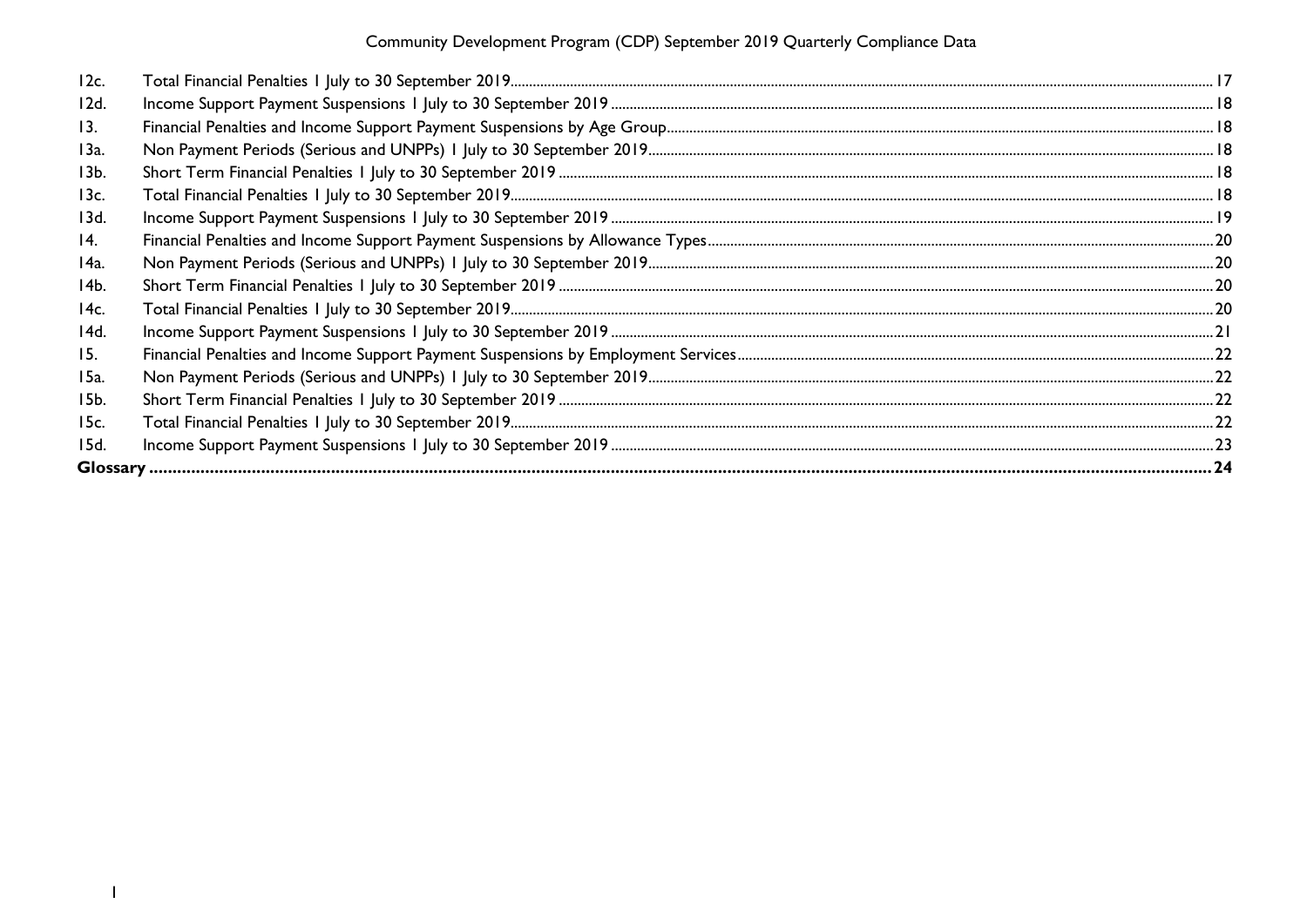| | | |
|---|---|---|
| 12c. | Total Financial Penalties 1 July to 30 September 2019 | 17 |
| 12d. | Income Support Payment Suspensions 1 July to 30 September 2019 | 18 |
| 13. | Financial Penalties and Income Support Payment Suspensions by Age Group | 18 |
| 13a. | Non Payment Periods (Serious and UNPPs) 1 July to 30 September 2019 | 18 |
| 13b. | Short Term Financial Penalties 1 July to 30 September 2019 | 18 |
| 13c. | Total Financial Penalties 1 July to 30 September 2019 | 18 |
| 13d. | Income Support Payment Suspensions 1 July to 30 September 2019 | 19 |
| 14. | Financial Penalties and Income Support Payment Suspensions by Allowance Types | 20 |
| 14a. | Non Payment Periods (Serious and UNPPs) 1 July to 30 September 2019 | 20 |
| 14b. | Short Term Financial Penalties 1 July to 30 September 2019 | 20 |
| 14c. | Total Financial Penalties 1 July to 30 September 2019 | 20 |
| 14d. | Income Support Payment Suspensions 1 July to 30 September 2019 | 21 |
| 15. | Financial Penalties and Income Support Payment Suspensions by Employment Services | 22 |
| 15a. | Non Payment Periods (Serious and UNPPs) 1 July to 30 September 2019 | 22 |
| 15b. | Short Term Financial Penalties 1 July to 30 September 2019 | 22 |
| 15c. | Total Financial Penalties 1 July to 30 September 2019 | 22 |
| 15d. | Income Support Payment Suspensions 1 July to 30 September 2019 | 23 |
| **Glossary** | | **24** |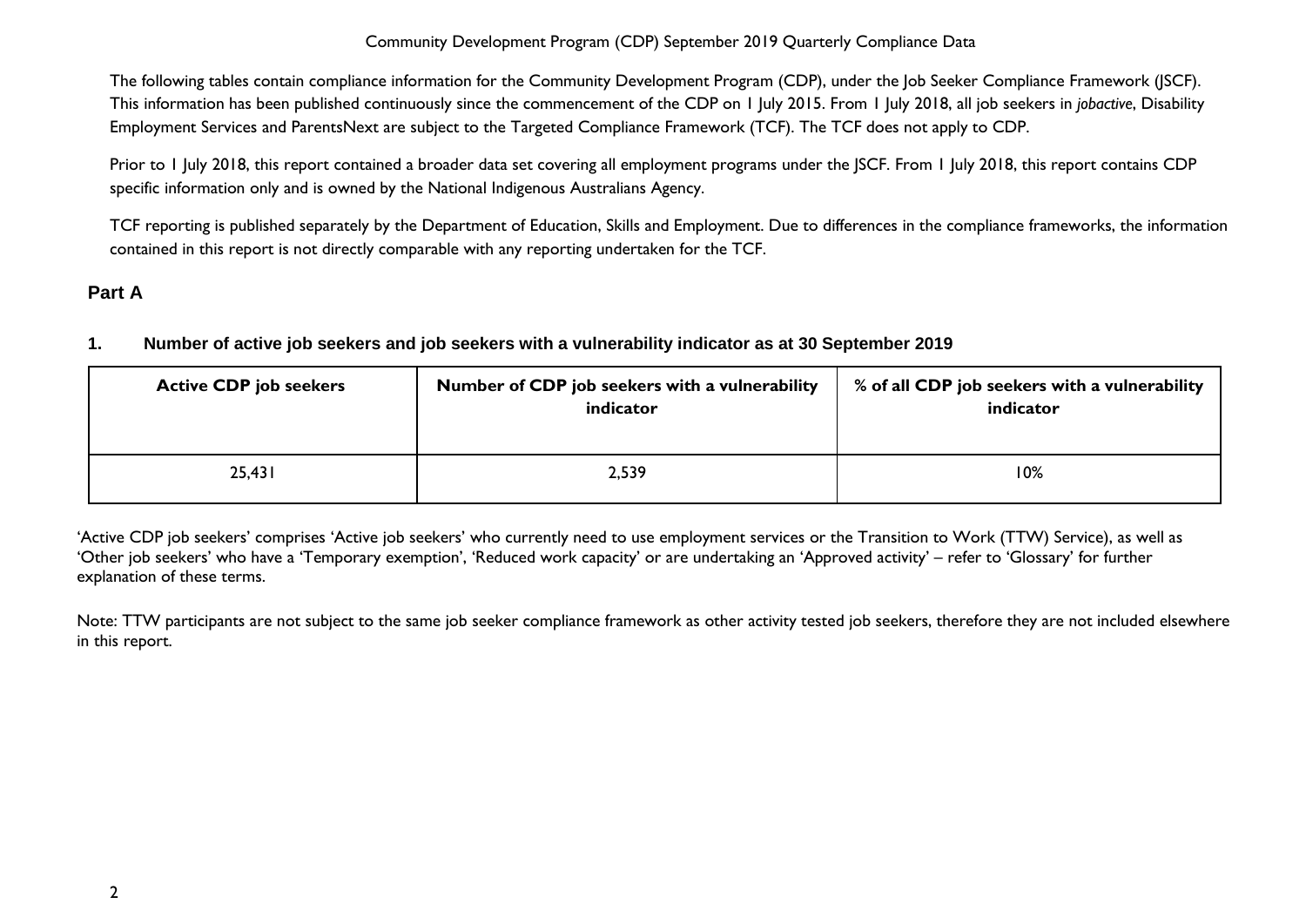The following tables contain compliance information for the Community Development Program (CDP), under the Job Seeker Compliance Framework (JSCF). This information has been published continuously since the commencement of the CDP on 1 July 2015. From 1 July 2018, all job seekers in *jobactive*, Disability Employment Services and ParentsNext are subject to the Targeted Compliance Framework (TCF). The TCF does not apply to CDP.

Prior to 1 July 2018, this report contained a broader data set covering all employment programs under the JSCF. From 1 July 2018, this report contains CDP specific information only and is owned by the National Indigenous Australians Agency.

TCF reporting is published separately by the Department of Education, Skills and Employment. Due to differences in the compliance frameworks, the information contained in this report is not directly comparable with any reporting undertaken for the TCF.

## Part A

### 1. Number of active job seekers and job seekers with a vulnerability indicator as at 30 September 2019

| Active CDP job seekers | Number of CDP job seekers with a vulnerability indicator | % of all CDP job seekers with a vulnerability indicator |
|---|---|---|
| 25,431 | 2,539 | 10% |

'Active CDP job seekers' comprises 'Active job seekers' who currently need to use employment services or the Transition to Work (TTW) Service), as well as 'Other job seekers' who have a 'Temporary exemption', 'Reduced work capacity' or are undertaking an 'Approved activity' – refer to 'Glossary' for further explanation of these terms.

Note: TTW participants are not subject to the same job seeker compliance framework as other activity tested job seekers, therefore they are not included elsewhere in this report.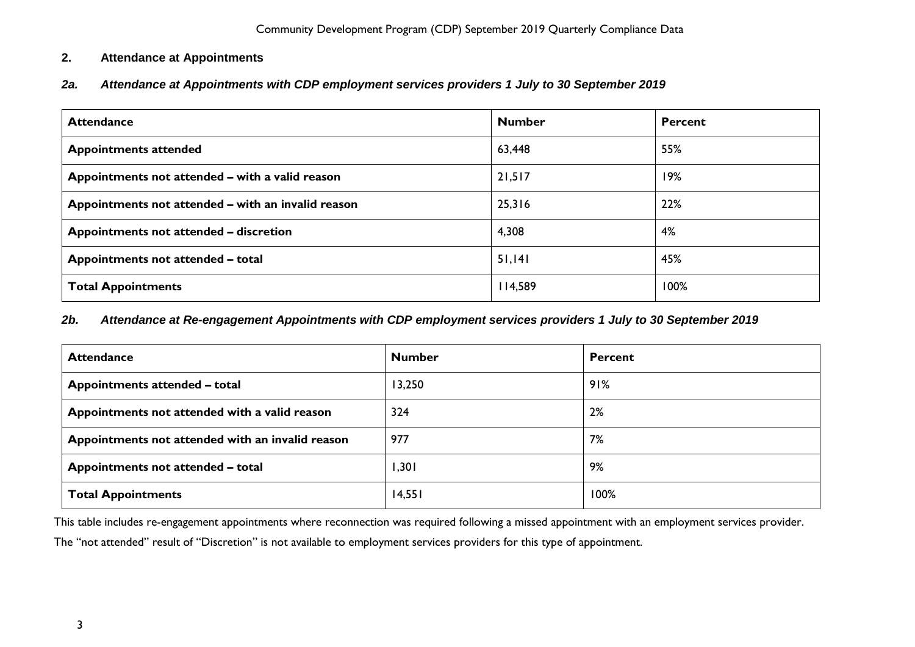## 2. Attendance at Appointments

### *2a. Attendance at Appointments with CDP employment services providers 1 July to 30 September 2019*

| Attendance | Number | Percent |
|---|---|---|
| **Appointments attended** | 63,448 | 55% |
| **Appointments not attended – with a valid reason** | 21,517 | 19% |
| **Appointments not attended – with an invalid reason** | 25,316 | 22% |
| **Appointments not attended – discretion** | 4,308 | 4% |
| **Appointments not attended – total** | 51,141 | 45% |
| **Total Appointments** | 114,589 | 100% |

### *2b. Attendance at Re-engagement Appointments with CDP employment services providers 1 July to 30 September 2019*

| Attendance | Number | Percent |
|---|---|---|
| **Appointments attended – total** | 13,250 | 91% |
| **Appointments not attended with a valid reason** | 324 | 2% |
| **Appointments not attended with an invalid reason** | 977 | 7% |
| **Appointments not attended – total** | 1,301 | 9% |
| **Total Appointments** | 14,551 | 100% |

This table includes re-engagement appointments where reconnection was required following a missed appointment with an employment services provider.

The "not attended" result of "Discretion" is not available to employment services providers for this type of appointment.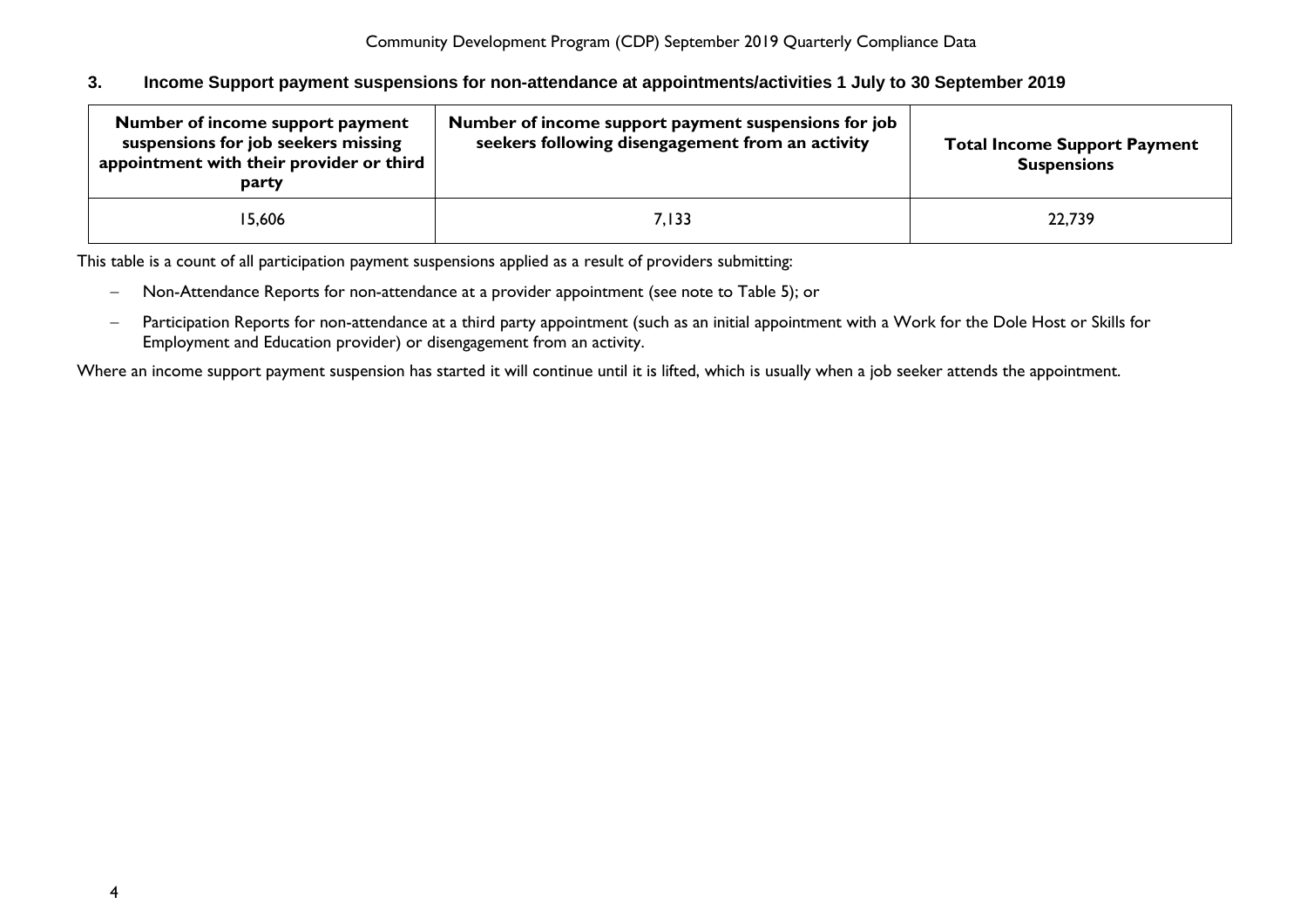### 3. Income Support payment suspensions for non-attendance at appointments/activities 1 July to 30 September 2019

| Number of income support payment suspensions for job seekers missing appointment with their provider or third party | Number of income support payment suspensions for job seekers following disengagement from an activity | Total Income Support Payment Suspensions |
|---|---|---|
| 15,606 | 7,133 | 22,739 |

This table is a count of all participation payment suspensions applied as a result of providers submitting:

- Non-Attendance Reports for non-attendance at a provider appointment (see note to Table 5); or
- Participation Reports for non-attendance at a third party appointment (such as an initial appointment with a Work for the Dole Host or Skills for Employment and Education provider) or disengagement from an activity.

Where an income support payment suspension has started it will continue until it is lifted, which is usually when a job seeker attends the appointment.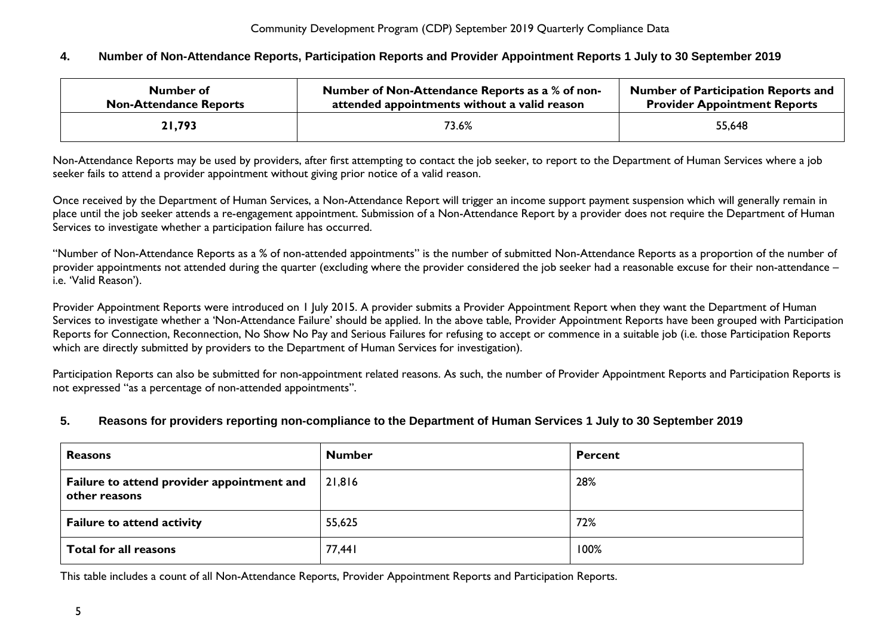## 4. Number of Non-Attendance Reports, Participation Reports and Provider Appointment Reports 1 July to 30 September 2019

| Number of Non-Attendance Reports | Number of Non-Attendance Reports as a % of non-attended appointments without a valid reason | Number of Participation Reports and Provider Appointment Reports |
|---|---|---|
| **21,793** | 73.6% | 55,648 |

Non-Attendance Reports may be used by providers, after first attempting to contact the job seeker, to report to the Department of Human Services where a job seeker fails to attend a provider appointment without giving prior notice of a valid reason.

Once received by the Department of Human Services, a Non-Attendance Report will trigger an income support payment suspension which will generally remain in place until the job seeker attends a re-engagement appointment. Submission of a Non-Attendance Report by a provider does not require the Department of Human Services to investigate whether a participation failure has occurred.

"Number of Non-Attendance Reports as a % of non-attended appointments" is the number of submitted Non-Attendance Reports as a proportion of the number of provider appointments not attended during the quarter (excluding where the provider considered the job seeker had a reasonable excuse for their non-attendance – i.e. 'Valid Reason').

Provider Appointment Reports were introduced on 1 July 2015. A provider submits a Provider Appointment Report when they want the Department of Human Services to investigate whether a 'Non-Attendance Failure' should be applied. In the above table, Provider Appointment Reports have been grouped with Participation Reports for Connection, Reconnection, No Show No Pay and Serious Failures for refusing to accept or commence in a suitable job (i.e. those Participation Reports which are directly submitted by providers to the Department of Human Services for investigation).

Participation Reports can also be submitted for non-appointment related reasons. As such, the number of Provider Appointment Reports and Participation Reports is not expressed "as a percentage of non-attended appointments".

## 5. Reasons for providers reporting non-compliance to the Department of Human Services 1 July to 30 September 2019

| Reasons | Number | Percent |
|---|---|---|
| **Failure to attend provider appointment and other reasons** | 21,816 | 28% |
| **Failure to attend activity** | 55,625 | 72% |
| **Total for all reasons** | 77,441 | 100% |

This table includes a count of all Non-Attendance Reports, Provider Appointment Reports and Participation Reports.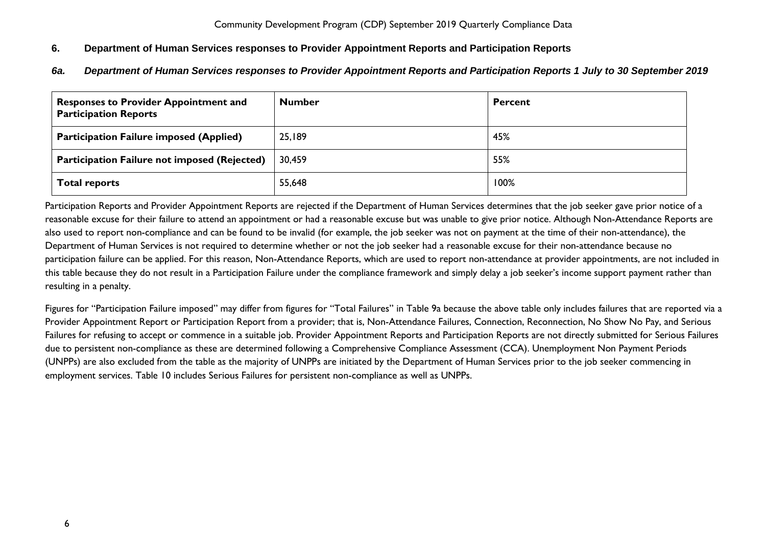## 6. Department of Human Services responses to Provider Appointment Reports and Participation Reports

### *6a. Department of Human Services responses to Provider Appointment Reports and Participation Reports 1 July to 30 September 2019*

| Responses to Provider Appointment and Participation Reports | Number | Percent |
|---|---|---|
| **Participation Failure imposed (Applied)** | 25,189 | 45% |
| **Participation Failure not imposed (Rejected)** | 30,459 | 55% |
| **Total reports** | 55,648 | 100% |

Participation Reports and Provider Appointment Reports are rejected if the Department of Human Services determines that the job seeker gave prior notice of a reasonable excuse for their failure to attend an appointment or had a reasonable excuse but was unable to give prior notice. Although Non-Attendance Reports are also used to report non-compliance and can be found to be invalid (for example, the job seeker was not on payment at the time of their non-attendance), the Department of Human Services is not required to determine whether or not the job seeker had a reasonable excuse for their non-attendance because no participation failure can be applied. For this reason, Non-Attendance Reports, which are used to report non-attendance at provider appointments, are not included in this table because they do not result in a Participation Failure under the compliance framework and simply delay a job seeker's income support payment rather than resulting in a penalty.

Figures for "Participation Failure imposed" may differ from figures for "Total Failures" in Table 9a because the above table only includes failures that are reported via a Provider Appointment Report or Participation Report from a provider; that is, Non-Attendance Failures, Connection, Reconnection, No Show No Pay, and Serious Failures for refusing to accept or commence in a suitable job. Provider Appointment Reports and Participation Reports are not directly submitted for Serious Failures due to persistent non-compliance as these are determined following a Comprehensive Compliance Assessment (CCA). Unemployment Non Payment Periods (UNPPs) are also excluded from the table as the majority of UNPPs are initiated by the Department of Human Services prior to the job seeker commencing in employment services. Table 10 includes Serious Failures for persistent non-compliance as well as UNPPs.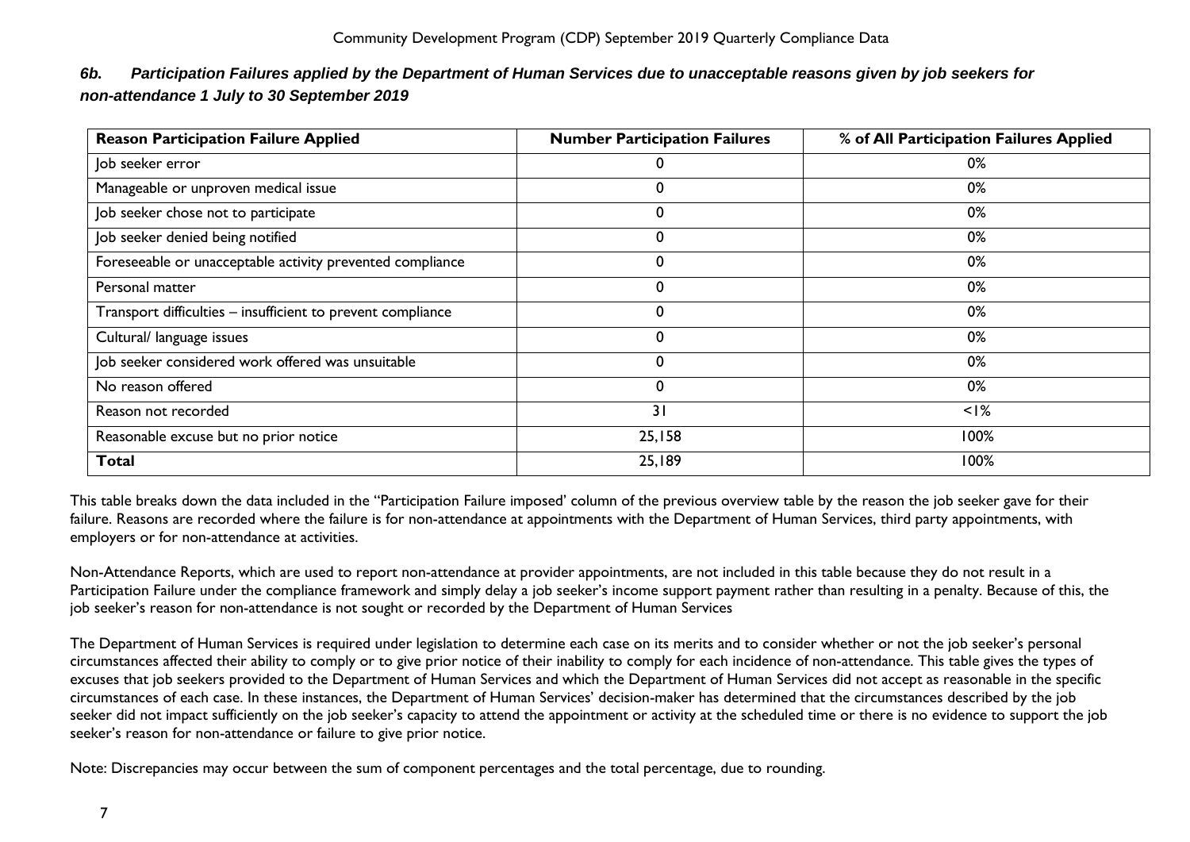### *6b. Participation Failures applied by the Department of Human Services due to unacceptable reasons given by job seekers for non-attendance 1 July to 30 September 2019*

| Reason Participation Failure Applied | Number Participation Failures | % of All Participation Failures Applied |
|---|---|---|
| Job seeker error | 0 | 0% |
| Manageable or unproven medical issue | 0 | 0% |
| Job seeker chose not to participate | 0 | 0% |
| Job seeker denied being notified | 0 | 0% |
| Foreseeable or unacceptable activity prevented compliance | 0 | 0% |
| Personal matter | 0 | 0% |
| Transport difficulties – insufficient to prevent compliance | 0 | 0% |
| Cultural/ language issues | 0 | 0% |
| Job seeker considered work offered was unsuitable | 0 | 0% |
| No reason offered | 0 | 0% |
| Reason not recorded | 31 | <1% |
| Reasonable excuse but no prior notice | 25,158 | 100% |
| **Total** | 25,189 | 100% |

This table breaks down the data included in the "Participation Failure imposed' column of the previous overview table by the reason the job seeker gave for their failure. Reasons are recorded where the failure is for non-attendance at appointments with the Department of Human Services, third party appointments, with employers or for non-attendance at activities.

Non-Attendance Reports, which are used to report non-attendance at provider appointments, are not included in this table because they do not result in a Participation Failure under the compliance framework and simply delay a job seeker's income support payment rather than resulting in a penalty. Because of this, the job seeker's reason for non-attendance is not sought or recorded by the Department of Human Services

The Department of Human Services is required under legislation to determine each case on its merits and to consider whether or not the job seeker's personal circumstances affected their ability to comply or to give prior notice of their inability to comply for each incidence of non-attendance. This table gives the types of excuses that job seekers provided to the Department of Human Services and which the Department of Human Services did not accept as reasonable in the specific circumstances of each case. In these instances, the Department of Human Services' decision-maker has determined that the circumstances described by the job seeker did not impact sufficiently on the job seeker's capacity to attend the appointment or activity at the scheduled time or there is no evidence to support the job seeker's reason for non-attendance or failure to give prior notice.

Note: Discrepancies may occur between the sum of component percentages and the total percentage, due to rounding.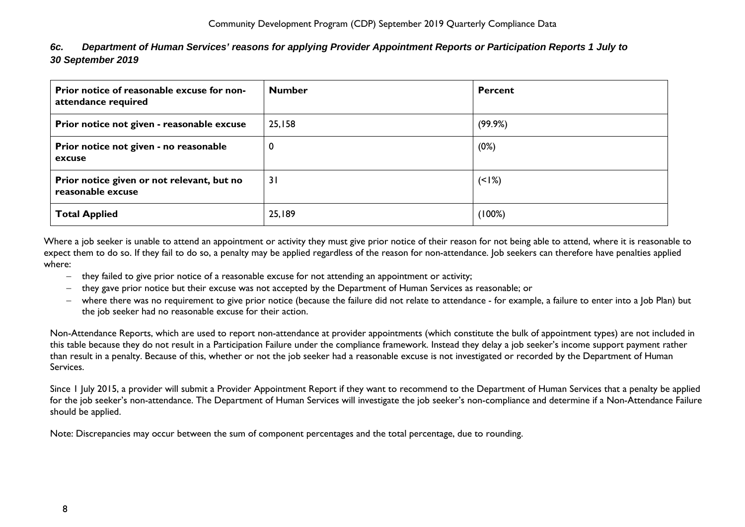### *6c. Department of Human Services' reasons for applying Provider Appointment Reports or Participation Reports 1 July to 30 September 2019*

| Prior notice of reasonable excuse for non-attendance required | Number | Percent |
|---|---|---|
| **Prior notice not given - reasonable excuse** | 25,158 | (99.9%) |
| **Prior notice not given - no reasonable excuse** | 0 | (0%) |
| **Prior notice given or not relevant, but no reasonable excuse** | 31 | (<1%) |
| **Total Applied** | 25,189 | (100%) |

Where a job seeker is unable to attend an appointment or activity they must give prior notice of their reason for not being able to attend, where it is reasonable to expect them to do so. If they fail to do so, a penalty may be applied regardless of the reason for non-attendance. Job seekers can therefore have penalties applied where:

- they failed to give prior notice of a reasonable excuse for not attending an appointment or activity;
- they gave prior notice but their excuse was not accepted by the Department of Human Services as reasonable; or
- where there was no requirement to give prior notice (because the failure did not relate to attendance - for example, a failure to enter into a Job Plan) but the job seeker had no reasonable excuse for their action.

Non-Attendance Reports, which are used to report non-attendance at provider appointments (which constitute the bulk of appointment types) are not included in this table because they do not result in a Participation Failure under the compliance framework. Instead they delay a job seeker's income support payment rather than result in a penalty. Because of this, whether or not the job seeker had a reasonable excuse is not investigated or recorded by the Department of Human Services.

Since 1 July 2015, a provider will submit a Provider Appointment Report if they want to recommend to the Department of Human Services that a penalty be applied for the job seeker's non-attendance. The Department of Human Services will investigate the job seeker's non-compliance and determine if a Non-Attendance Failure should be applied.

Note: Discrepancies may occur between the sum of component percentages and the total percentage, due to rounding.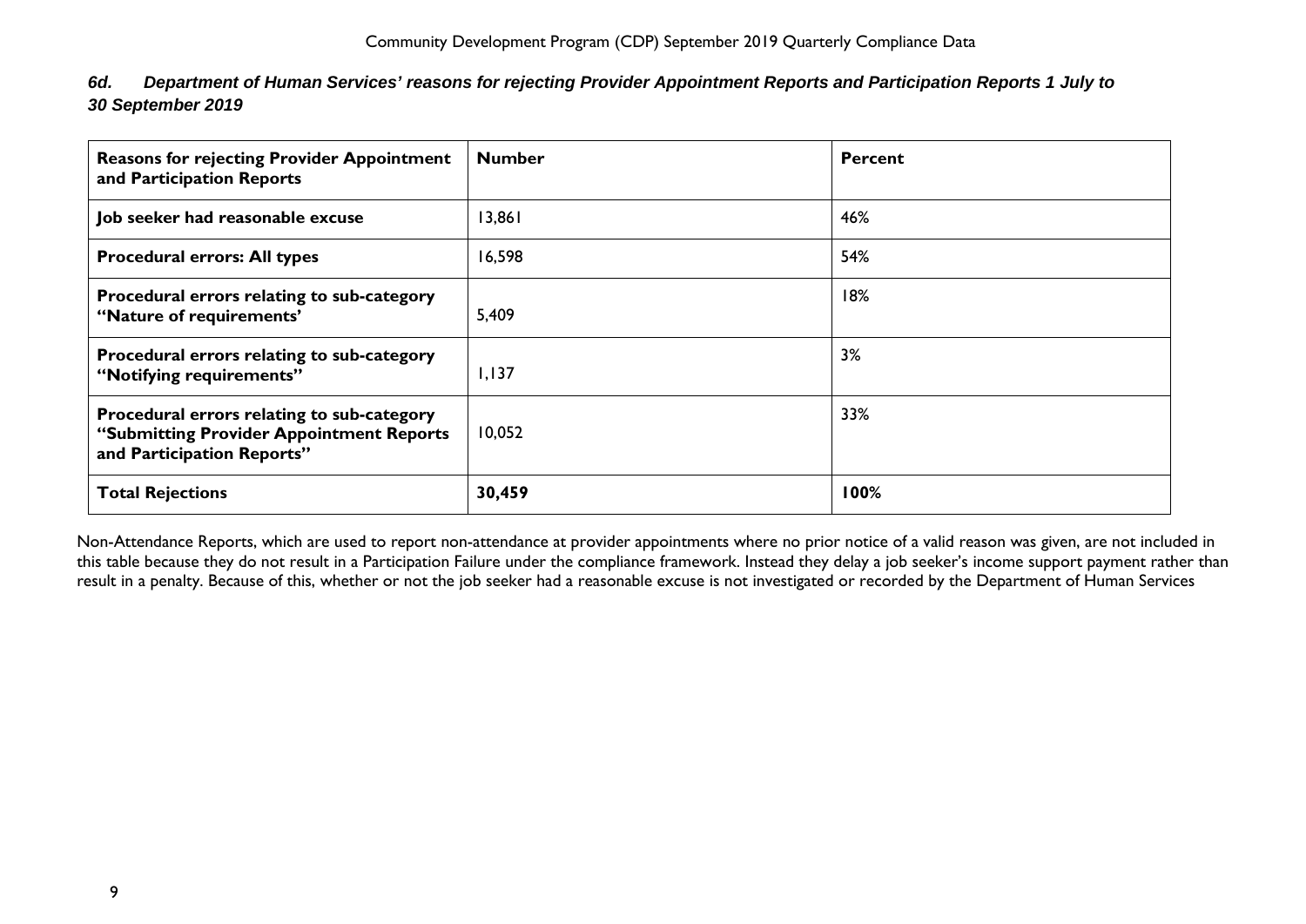### *6d. Department of Human Services' reasons for rejecting Provider Appointment Reports and Participation Reports 1 July to 30 September 2019*

| Reasons for rejecting Provider Appointment and Participation Reports | Number | Percent |
|---|---|---|
| **Job seeker had reasonable excuse** | 13,861 | 46% |
| **Procedural errors: All types** | 16,598 | 54% |
| **Procedural errors relating to sub-category "Nature of requirements'** | 5,409 | 18% |
| **Procedural errors relating to sub-category "Notifying requirements"** | 1,137 | 3% |
| **Procedural errors relating to sub-category "Submitting Provider Appointment Reports and Participation Reports"** | 10,052 | 33% |
| **Total Rejections** | **30,459** | **100%** |

Non-Attendance Reports, which are used to report non-attendance at provider appointments where no prior notice of a valid reason was given, are not included in this table because they do not result in a Participation Failure under the compliance framework. Instead they delay a job seeker's income support payment rather than result in a penalty. Because of this, whether or not the job seeker had a reasonable excuse is not investigated or recorded by the Department of Human Services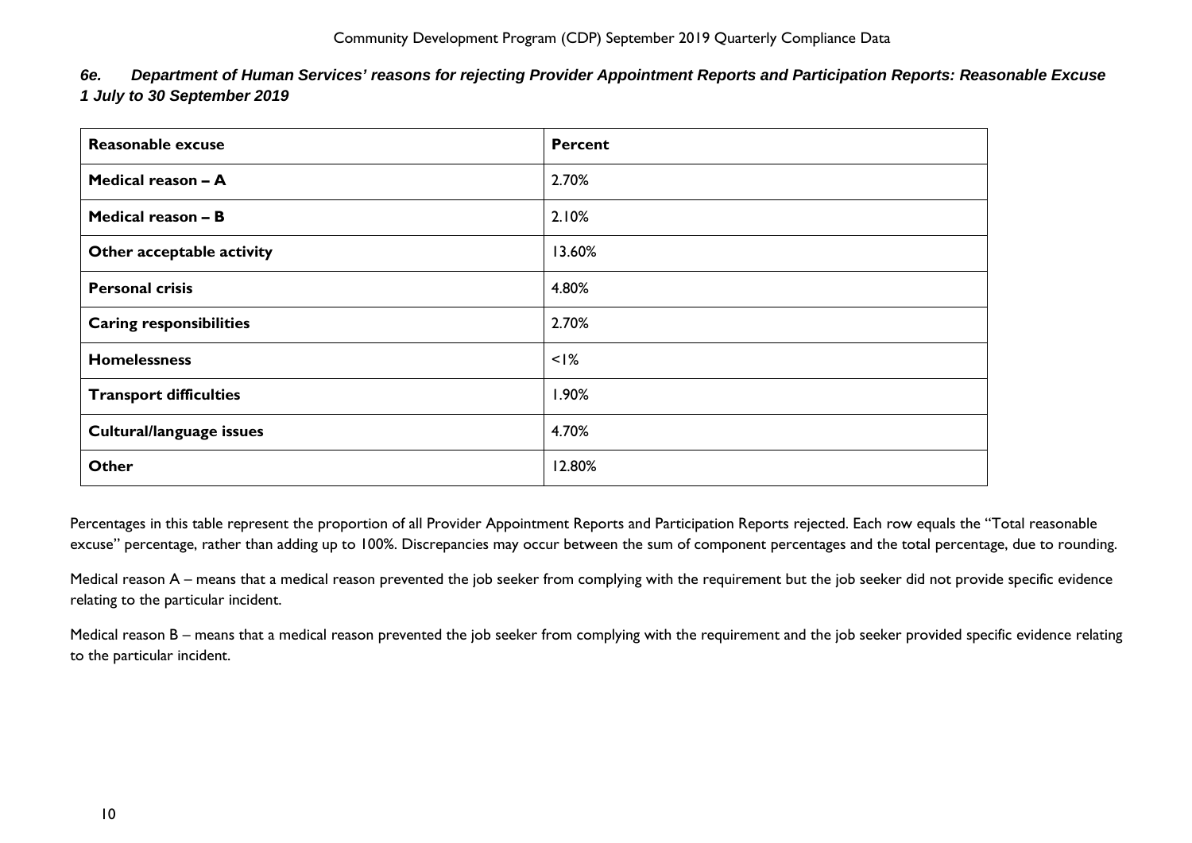### *6e. Department of Human Services' reasons for rejecting Provider Appointment Reports and Participation Reports: Reasonable Excuse 1 July to 30 September 2019*

| Reasonable excuse | Percent |
| --- | --- |
| **Medical reason – A** | 2.70% |
| **Medical reason – B** | 2.10% |
| **Other acceptable activity** | 13.60% |
| **Personal crisis** | 4.80% |
| **Caring responsibilities** | 2.70% |
| **Homelessness** | <1% |
| **Transport difficulties** | 1.90% |
| **Cultural/language issues** | 4.70% |
| **Other** | 12.80% |

Percentages in this table represent the proportion of all Provider Appointment Reports and Participation Reports rejected. Each row equals the "Total reasonable excuse" percentage, rather than adding up to 100%. Discrepancies may occur between the sum of component percentages and the total percentage, due to rounding.

Medical reason A – means that a medical reason prevented the job seeker from complying with the requirement but the job seeker did not provide specific evidence relating to the particular incident.

Medical reason B – means that a medical reason prevented the job seeker from complying with the requirement and the job seeker provided specific evidence relating to the particular incident.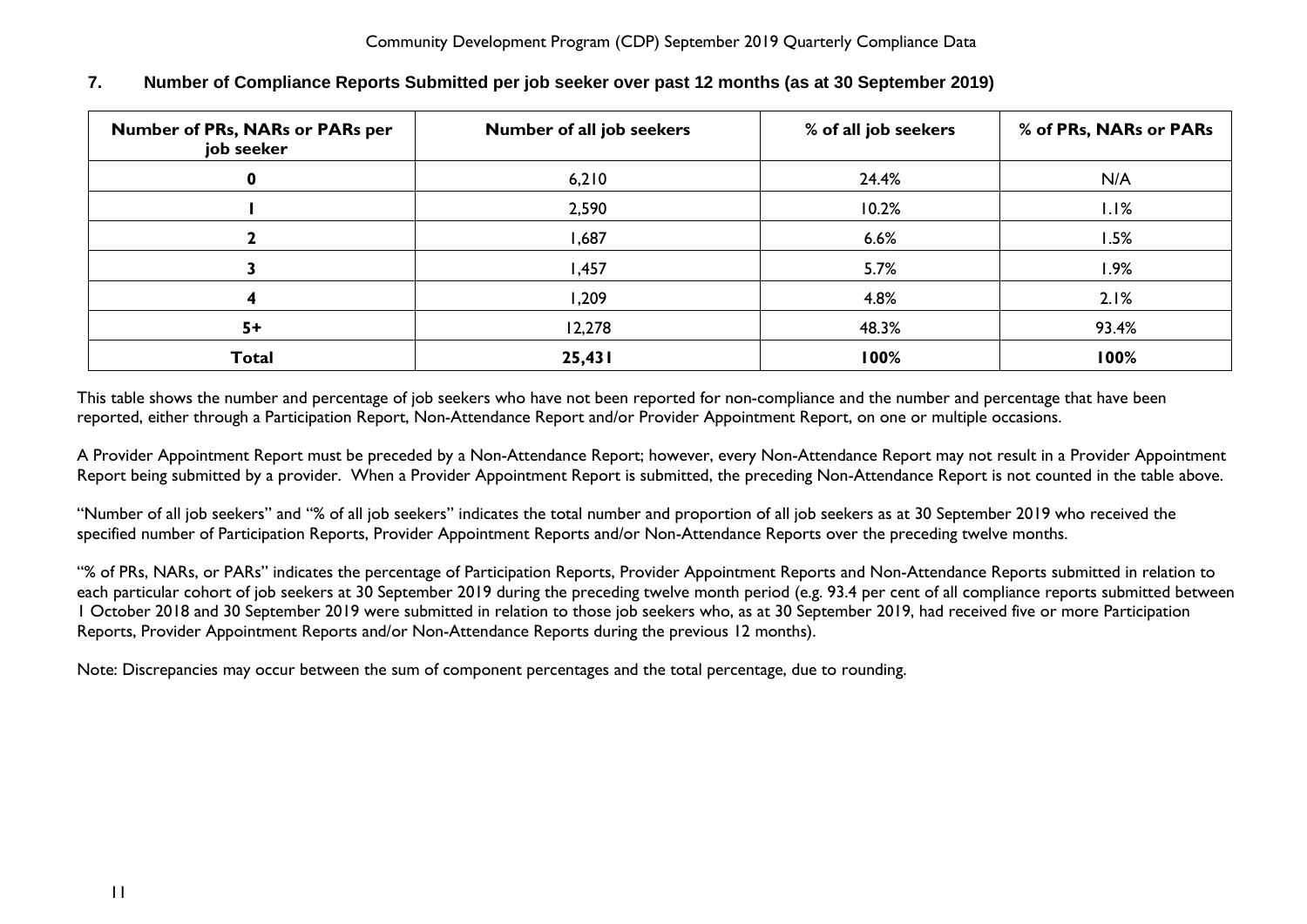## 7. Number of Compliance Reports Submitted per job seeker over past 12 months (as at 30 September 2019)

| Number of PRs, NARs or PARs per job seeker | Number of all job seekers | % of all job seekers | % of PRs, NARs or PARs |
|---|---|---|---|
| 0 | 6,210 | 24.4% | N/A |
| 1 | 2,590 | 10.2% | 1.1% |
| 2 | 1,687 | 6.6% | 1.5% |
| 3 | 1,457 | 5.7% | 1.9% |
| 4 | 1,209 | 4.8% | 2.1% |
| 5+ | 12,278 | 48.3% | 93.4% |
| **Total** | **25,431** | **100%** | **100%** |

This table shows the number and percentage of job seekers who have not been reported for non-compliance and the number and percentage that have been reported, either through a Participation Report, Non-Attendance Report and/or Provider Appointment Report, on one or multiple occasions.

A Provider Appointment Report must be preceded by a Non-Attendance Report; however, every Non-Attendance Report may not result in a Provider Appointment Report being submitted by a provider. When a Provider Appointment Report is submitted, the preceding Non-Attendance Report is not counted in the table above.

"Number of all job seekers" and "% of all job seekers" indicates the total number and proportion of all job seekers as at 30 September 2019 who received the specified number of Participation Reports, Provider Appointment Reports and/or Non-Attendance Reports over the preceding twelve months.

"% of PRs, NARs, or PARs" indicates the percentage of Participation Reports, Provider Appointment Reports and Non-Attendance Reports submitted in relation to each particular cohort of job seekers at 30 September 2019 during the preceding twelve month period (e.g. 93.4 per cent of all compliance reports submitted between 1 October 2018 and 30 September 2019 were submitted in relation to those job seekers who, as at 30 September 2019, had received five or more Participation Reports, Provider Appointment Reports and/or Non-Attendance Reports during the previous 12 months).

Note: Discrepancies may occur between the sum of component percentages and the total percentage, due to rounding.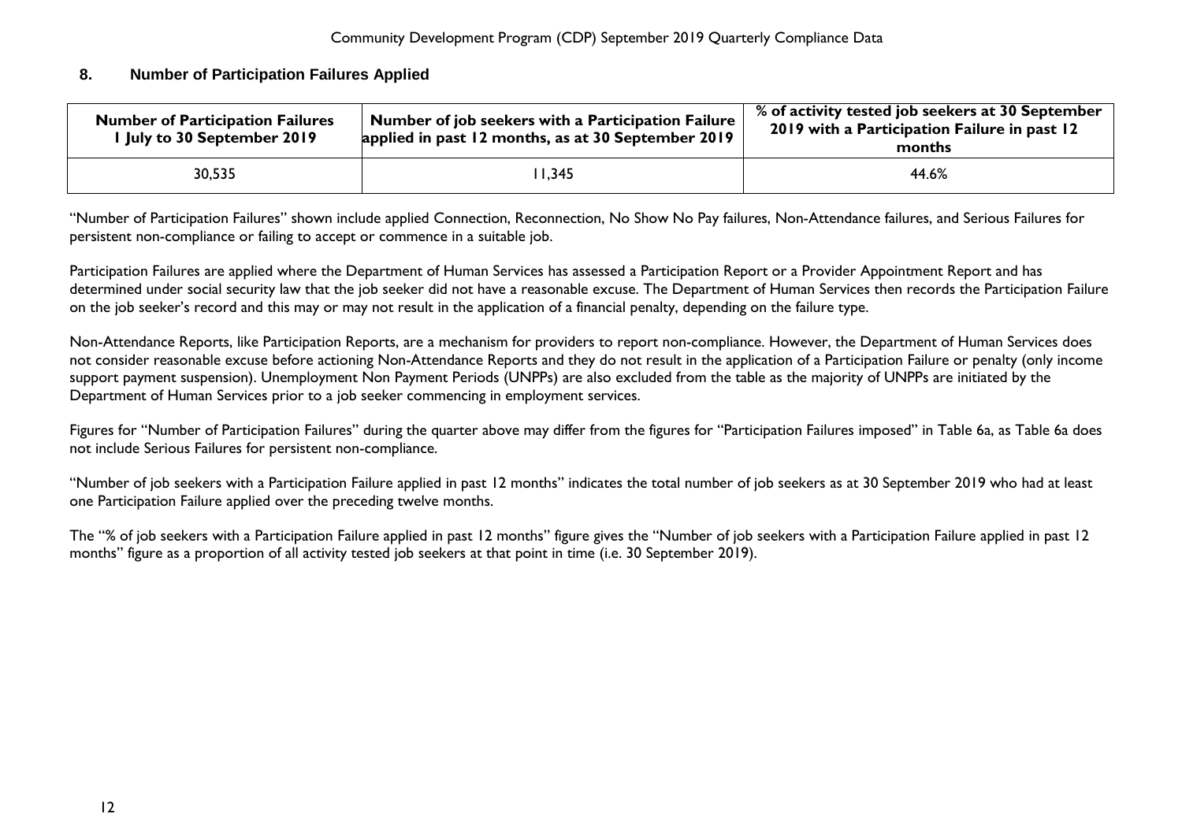## 8. Number of Participation Failures Applied

| Number of Participation Failures 1 July to 30 September 2019 | Number of job seekers with a Participation Failure applied in past 12 months, as at 30 September 2019 | % of activity tested job seekers at 30 September 2019 with a Participation Failure in past 12 months |
|---|---|---|
| 30,535 | 11,345 | 44.6% |

"Number of Participation Failures" shown include applied Connection, Reconnection, No Show No Pay failures, Non-Attendance failures, and Serious Failures for persistent non-compliance or failing to accept or commence in a suitable job.

Participation Failures are applied where the Department of Human Services has assessed a Participation Report or a Provider Appointment Report and has determined under social security law that the job seeker did not have a reasonable excuse. The Department of Human Services then records the Participation Failure on the job seeker's record and this may or may not result in the application of a financial penalty, depending on the failure type.

Non-Attendance Reports, like Participation Reports, are a mechanism for providers to report non-compliance. However, the Department of Human Services does not consider reasonable excuse before actioning Non-Attendance Reports and they do not result in the application of a Participation Failure or penalty (only income support payment suspension). Unemployment Non Payment Periods (UNPPs) are also excluded from the table as the majority of UNPPs are initiated by the Department of Human Services prior to a job seeker commencing in employment services.

Figures for "Number of Participation Failures" during the quarter above may differ from the figures for "Participation Failures imposed" in Table 6a, as Table 6a does not include Serious Failures for persistent non-compliance.

"Number of job seekers with a Participation Failure applied in past 12 months" indicates the total number of job seekers as at 30 September 2019 who had at least one Participation Failure applied over the preceding twelve months.

The "% of job seekers with a Participation Failure applied in past 12 months" figure gives the "Number of job seekers with a Participation Failure applied in past 12 months" figure as a proportion of all activity tested job seekers at that point in time (i.e. 30 September 2019).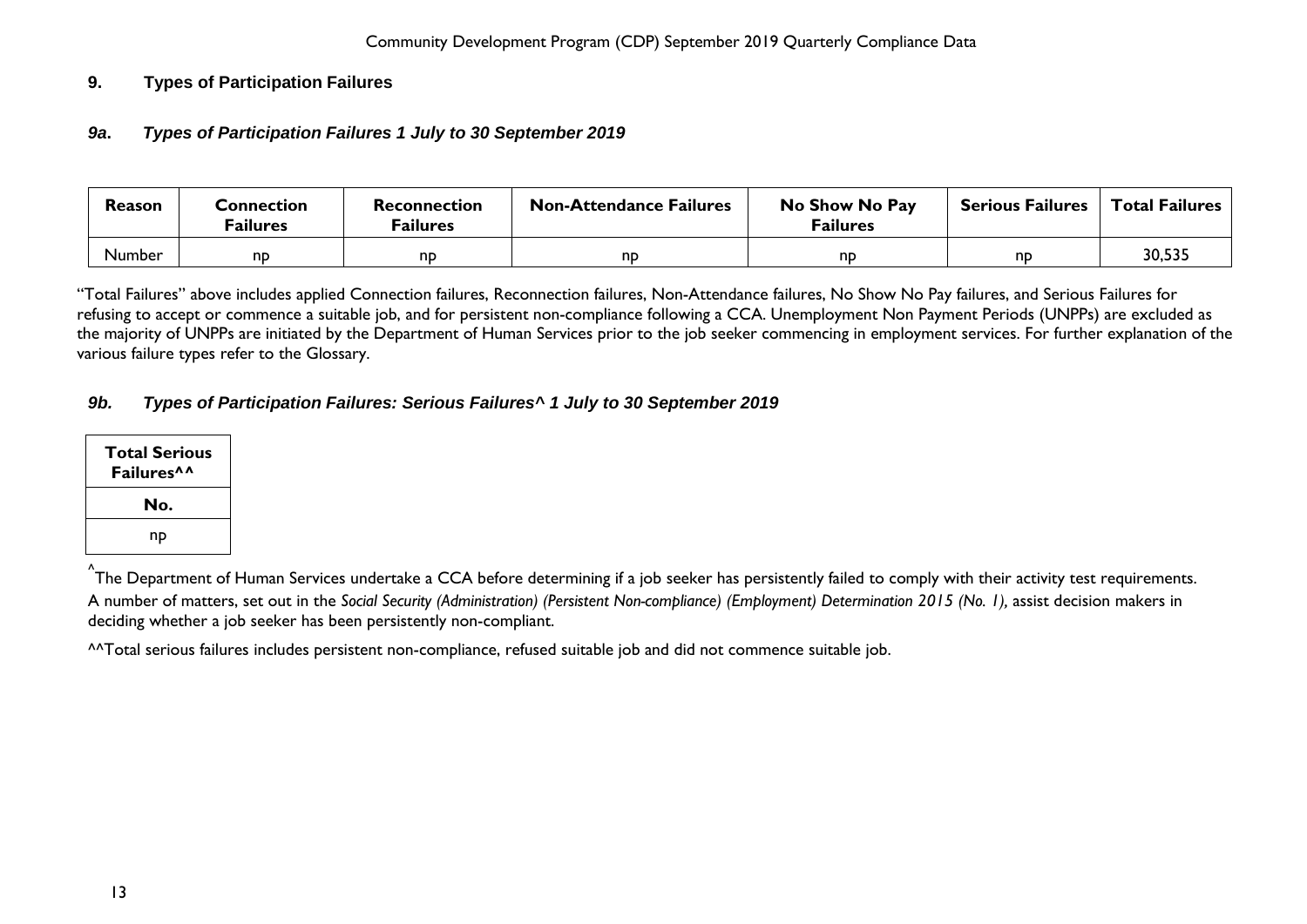## 9. Types of Participation Failures

### *9a. Types of Participation Failures 1 July to 30 September 2019*

| Reason | Connection Failures | Reconnection Failures | Non-Attendance Failures | No Show No Pay Failures | Serious Failures | Total Failures |
|---|---|---|---|---|---|---|
| Number | np | np | np | np | np | 30,535 |

"Total Failures" above includes applied Connection failures, Reconnection failures, Non-Attendance failures, No Show No Pay failures, and Serious Failures for refusing to accept or commence a suitable job, and for persistent non-compliance following a CCA. Unemployment Non Payment Periods (UNPPs) are excluded as the majority of UNPPs are initiated by the Department of Human Services prior to the job seeker commencing in employment services. For further explanation of the various failure types refer to the Glossary.

### *9b. Types of Participation Failures: Serious Failures^ 1 July to 30 September 2019*

| Total Serious Failures^^ |
|---|
| No. |
| np |

^The Department of Human Services undertake a CCA before determining if a job seeker has persistently failed to comply with their activity test requirements. A number of matters, set out in the *Social Security (Administration) (Persistent Non-compliance) (Employment) Determination 2015 (No. 1),* assist decision makers in deciding whether a job seeker has been persistently non-compliant.

^^Total serious failures includes persistent non-compliance, refused suitable job and did not commence suitable job.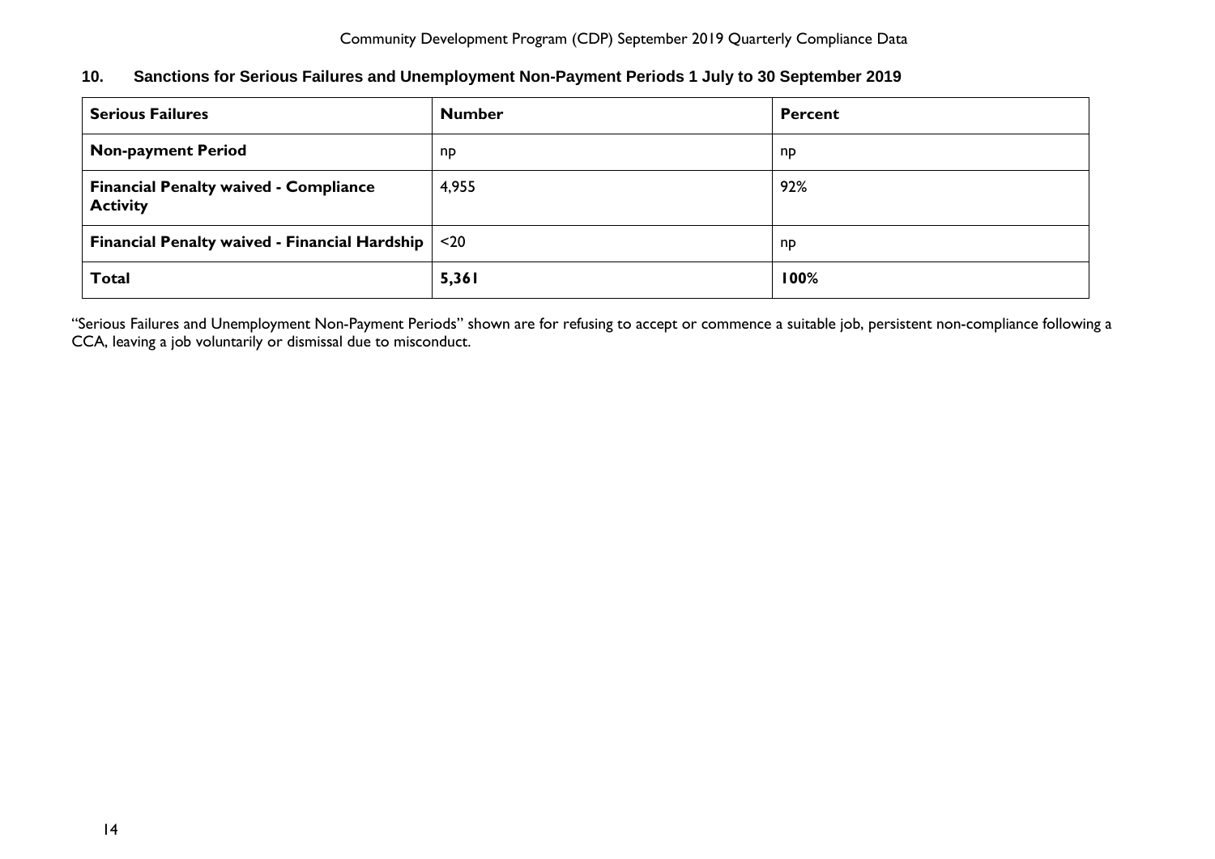## 10. Sanctions for Serious Failures and Unemployment Non-Payment Periods 1 July to 30 September 2019

| Serious Failures | Number | Percent |
| --- | --- | --- |
| **Non-payment Period** | np | np |
| **Financial Penalty waived - Compliance Activity** | 4,955 | 92% |
| **Financial Penalty waived - Financial Hardship** | <20 | np |
| **Total** | **5,361** | **100%** |

"Serious Failures and Unemployment Non-Payment Periods" shown are for refusing to accept or commence a suitable job, persistent non-compliance following a CCA, leaving a job voluntarily or dismissal due to misconduct.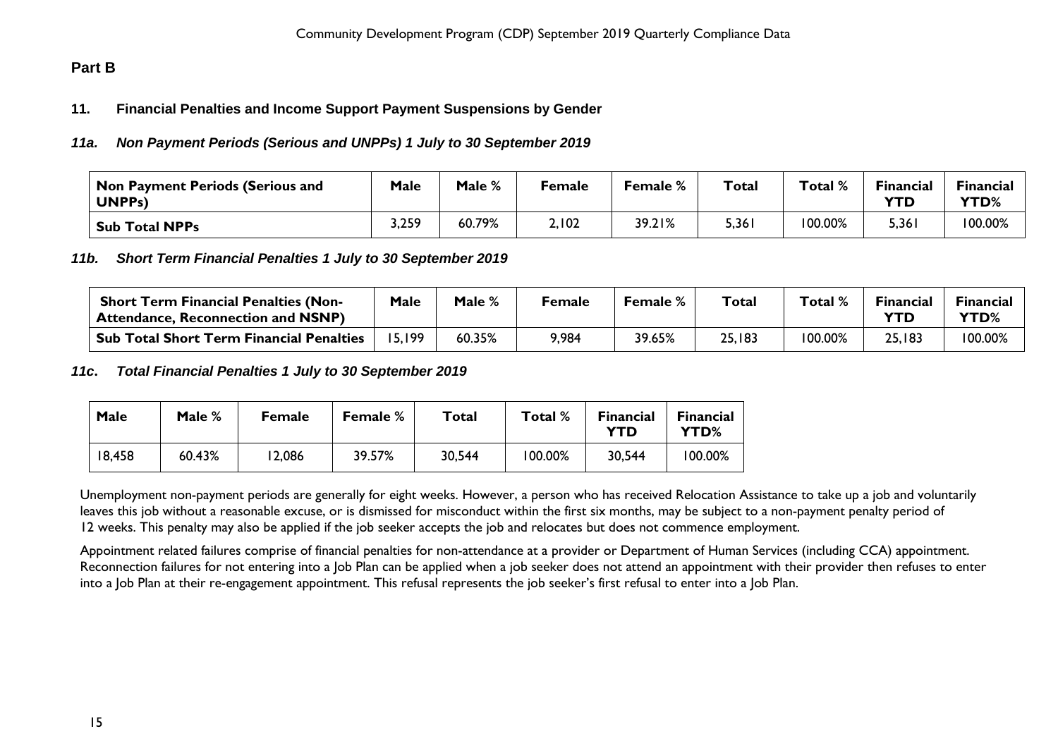## Part B

### 11. Financial Penalties and Income Support Payment Suspensions by Gender

#### *11a. Non Payment Periods (Serious and UNPPs) 1 July to 30 September 2019*

| Non Payment Periods (Serious and UNPPs) | Male | Male % | Female | Female % | Total | Total % | Financial YTD | Financial YTD% |
|---|---|---|---|---|---|---|---|---|
| **Sub Total NPPs** | 3,259 | 60.79% | 2,102 | 39.21% | 5,361 | 100.00% | 5,361 | 100.00% |

#### *11b. Short Term Financial Penalties 1 July to 30 September 2019*

| Short Term Financial Penalties (Non-Attendance, Reconnection and NSNP) | Male | Male % | Female | Female % | Total | Total % | Financial YTD | Financial YTD% |
|---|---|---|---|---|---|---|---|---|
| **Sub Total Short Term Financial Penalties** | 15,199 | 60.35% | 9,984 | 39.65% | 25,183 | 100.00% | 25,183 | 100.00% |

#### *11c. Total Financial Penalties 1 July to 30 September 2019*

| Male | Male % | Female | Female % | Total | Total % | Financial YTD | Financial YTD% |
|---|---|---|---|---|---|---|---|
| 18,458 | 60.43% | 12,086 | 39.57% | 30,544 | 100.00% | 30,544 | 100.00% |

Unemployment non-payment periods are generally for eight weeks. However, a person who has received Relocation Assistance to take up a job and voluntarily leaves this job without a reasonable excuse, or is dismissed for misconduct within the first six months, may be subject to a non-payment penalty period of 12 weeks. This penalty may also be applied if the job seeker accepts the job and relocates but does not commence employment.

Appointment related failures comprise of financial penalties for non-attendance at a provider or Department of Human Services (including CCA) appointment. Reconnection failures for not entering into a Job Plan can be applied when a job seeker does not attend an appointment with their provider then refuses to enter into a Job Plan at their re-engagement appointment. This refusal represents the job seeker's first refusal to enter into a Job Plan.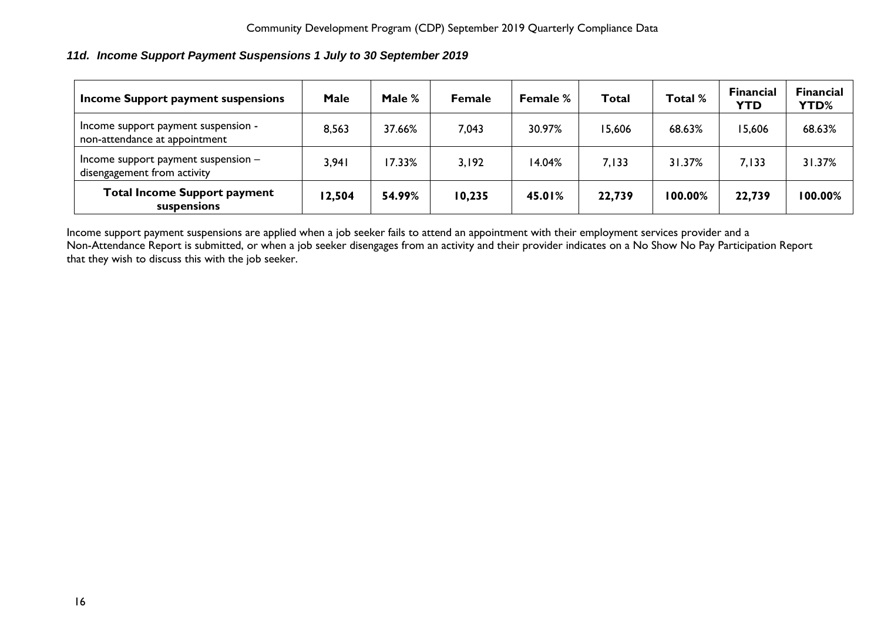### *11d. Income Support Payment Suspensions 1 July to 30 September 2019*

| Income Support payment suspensions | Male | Male % | Female | Female % | Total | Total % | Financial YTD | Financial YTD% |
|---|---|---|---|---|---|---|---|---|
| Income support payment suspension - non-attendance at appointment | 8,563 | 37.66% | 7,043 | 30.97% | 15,606 | 68.63% | 15,606 | 68.63% |
| Income support payment suspension – disengagement from activity | 3,941 | 17.33% | 3,192 | 14.04% | 7,133 | 31.37% | 7,133 | 31.37% |
| **Total Income Support payment suspensions** | **12,504** | **54.99%** | **10,235** | **45.01%** | **22,739** | **100.00%** | **22,739** | **100.00%** |

Income support payment suspensions are applied when a job seeker fails to attend an appointment with their employment services provider and a Non-Attendance Report is submitted, or when a job seeker disengages from an activity and their provider indicates on a No Show No Pay Participation Report that they wish to discuss this with the job seeker.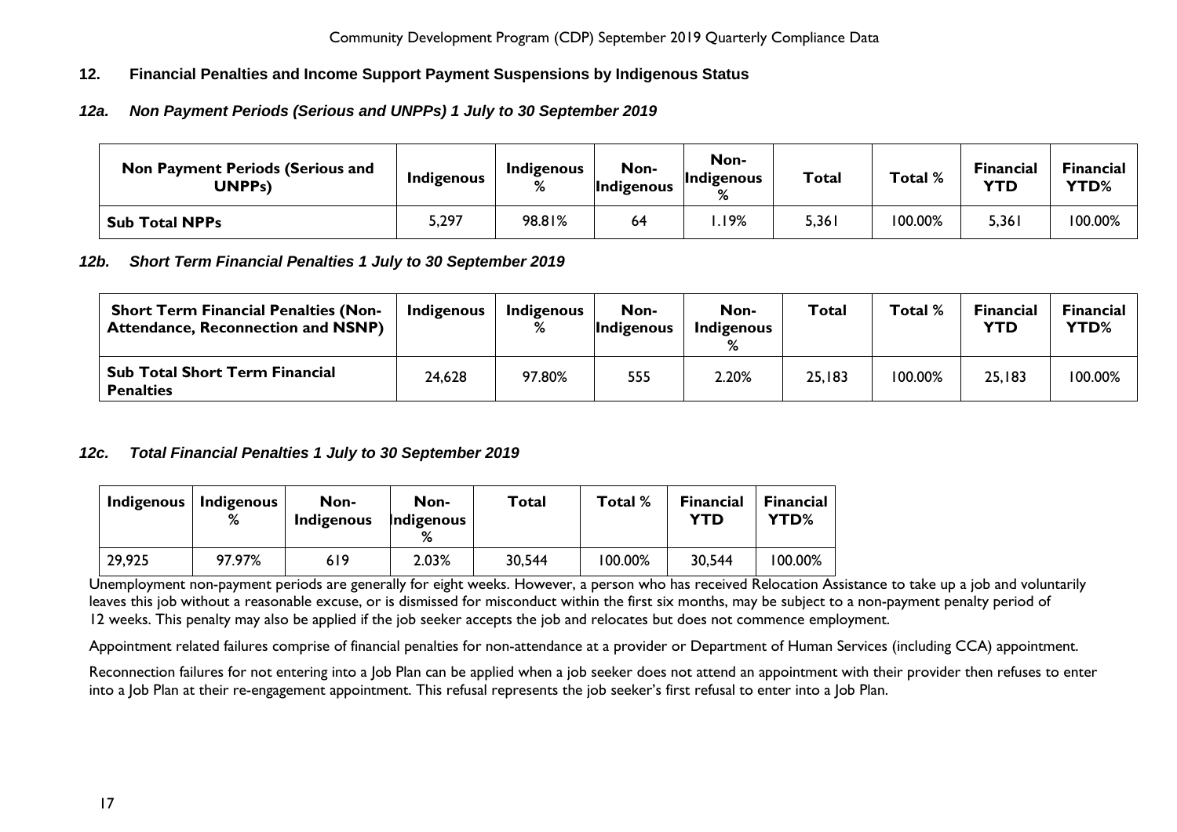## 12. Financial Penalties and Income Support Payment Suspensions by Indigenous Status

### *12a. Non Payment Periods (Serious and UNPPs) 1 July to 30 September 2019*

| Non Payment Periods (Serious and UNPPs) | Indigenous | Indigenous % | Non-Indigenous | Non-Indigenous % | Total | Total % | Financial YTD | Financial YTD% |
|---|---|---|---|---|---|---|---|---|
| **Sub Total NPPs** | 5,297 | 98.81% | 64 | 1.19% | 5,361 | 100.00% | 5,361 | 100.00% |

### *12b. Short Term Financial Penalties 1 July to 30 September 2019*

| Short Term Financial Penalties (Non-Attendance, Reconnection and NSNP) | Indigenous | Indigenous % | Non-Indigenous | Non-Indigenous % | Total | Total % | Financial YTD | Financial YTD% |
|---|---|---|---|---|---|---|---|---|
| **Sub Total Short Term Financial Penalties** | 24,628 | 97.80% | 555 | 2.20% | 25,183 | 100.00% | 25,183 | 100.00% |

### *12c. Total Financial Penalties 1 July to 30 September 2019*

| Indigenous | Indigenous % | Non-Indigenous | Non-Indigenous % | Total | Total % | Financial YTD | Financial YTD% |
|---|---|---|---|---|---|---|---|
| 29,925 | 97.97% | 619 | 2.03% | 30,544 | 100.00% | 30,544 | 100.00% |

Unemployment non-payment periods are generally for eight weeks. However, a person who has received Relocation Assistance to take up a job and voluntarily leaves this job without a reasonable excuse, or is dismissed for misconduct within the first six months, may be subject to a non-payment penalty period of 12 weeks. This penalty may also be applied if the job seeker accepts the job and relocates but does not commence employment.

Appointment related failures comprise of financial penalties for non-attendance at a provider or Department of Human Services (including CCA) appointment.

Reconnection failures for not entering into a Job Plan can be applied when a job seeker does not attend an appointment with their provider then refuses to enter into a Job Plan at their re-engagement appointment. This refusal represents the job seeker's first refusal to enter into a Job Plan.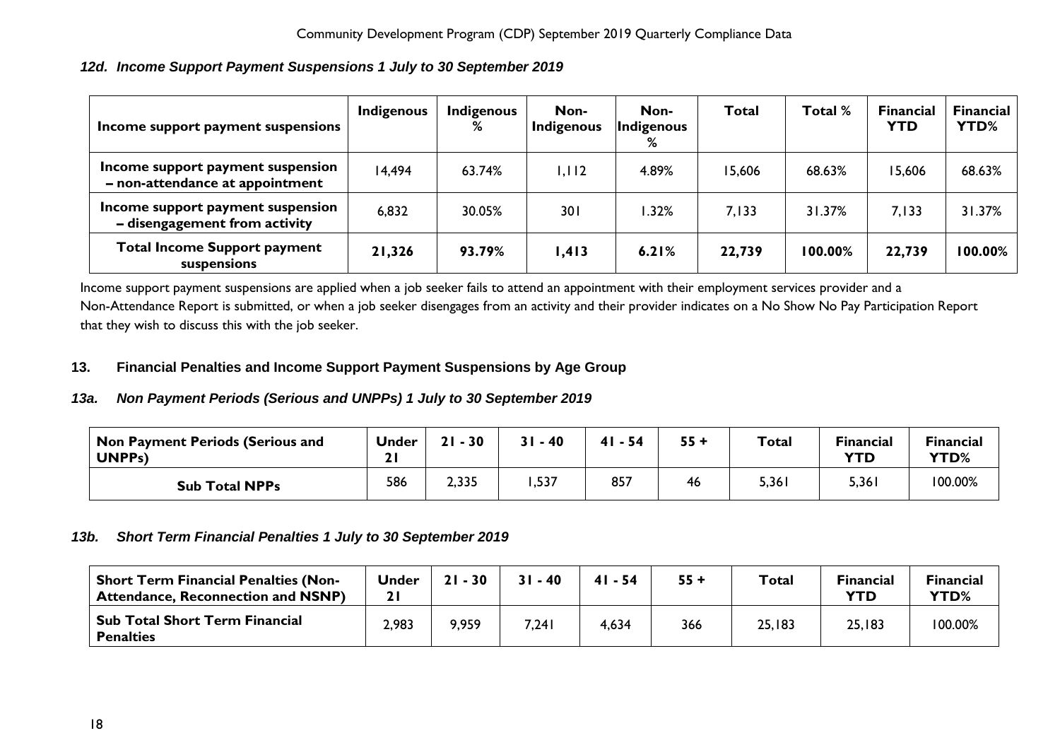### *12d. Income Support Payment Suspensions 1 July to 30 September 2019*

| Income support payment suspensions | Indigenous | Indigenous % | Non-Indigenous | Non-Indigenous % | Total | Total % | Financial YTD | Financial YTD% |
|---|---|---|---|---|---|---|---|---|
| Income support payment suspension – non-attendance at appointment | 14,494 | 63.74% | 1,112 | 4.89% | 15,606 | 68.63% | 15,606 | 68.63% |
| Income support payment suspension – disengagement from activity | 6,832 | 30.05% | 301 | 1.32% | 7,133 | 31.37% | 7,133 | 31.37% |
| **Total Income Support payment suspensions** | **21,326** | **93.79%** | **1,413** | **6.21%** | **22,739** | **100.00%** | **22,739** | **100.00%** |

Income support payment suspensions are applied when a job seeker fails to attend an appointment with their employment services provider and a Non-Attendance Report is submitted, or when a job seeker disengages from an activity and their provider indicates on a No Show No Pay Participation Report that they wish to discuss this with the job seeker.

## 13. Financial Penalties and Income Support Payment Suspensions by Age Group

### *13a. Non Payment Periods (Serious and UNPPs) 1 July to 30 September 2019*

| Non Payment Periods (Serious and UNPPs) | Under 21 | 21 - 30 | 31 - 40 | 41 - 54 | 55 + | Total | Financial YTD | Financial YTD% |
|---|---|---|---|---|---|---|---|---|
| **Sub Total NPPs** | 586 | 2,335 | 1,537 | 857 | 46 | 5,361 | 5,361 | 100.00% |

### *13b. Short Term Financial Penalties 1 July to 30 September 2019*

| Short Term Financial Penalties (Non-Attendance, Reconnection and NSNP) | Under 21 | 21 - 30 | 31 - 40 | 41 - 54 | 55 + | Total | Financial YTD | Financial YTD% |
|---|---|---|---|---|---|---|---|---|
| **Sub Total Short Term Financial Penalties** | 2,983 | 9,959 | 7,241 | 4,634 | 366 | 25,183 | 25,183 | 100.00% |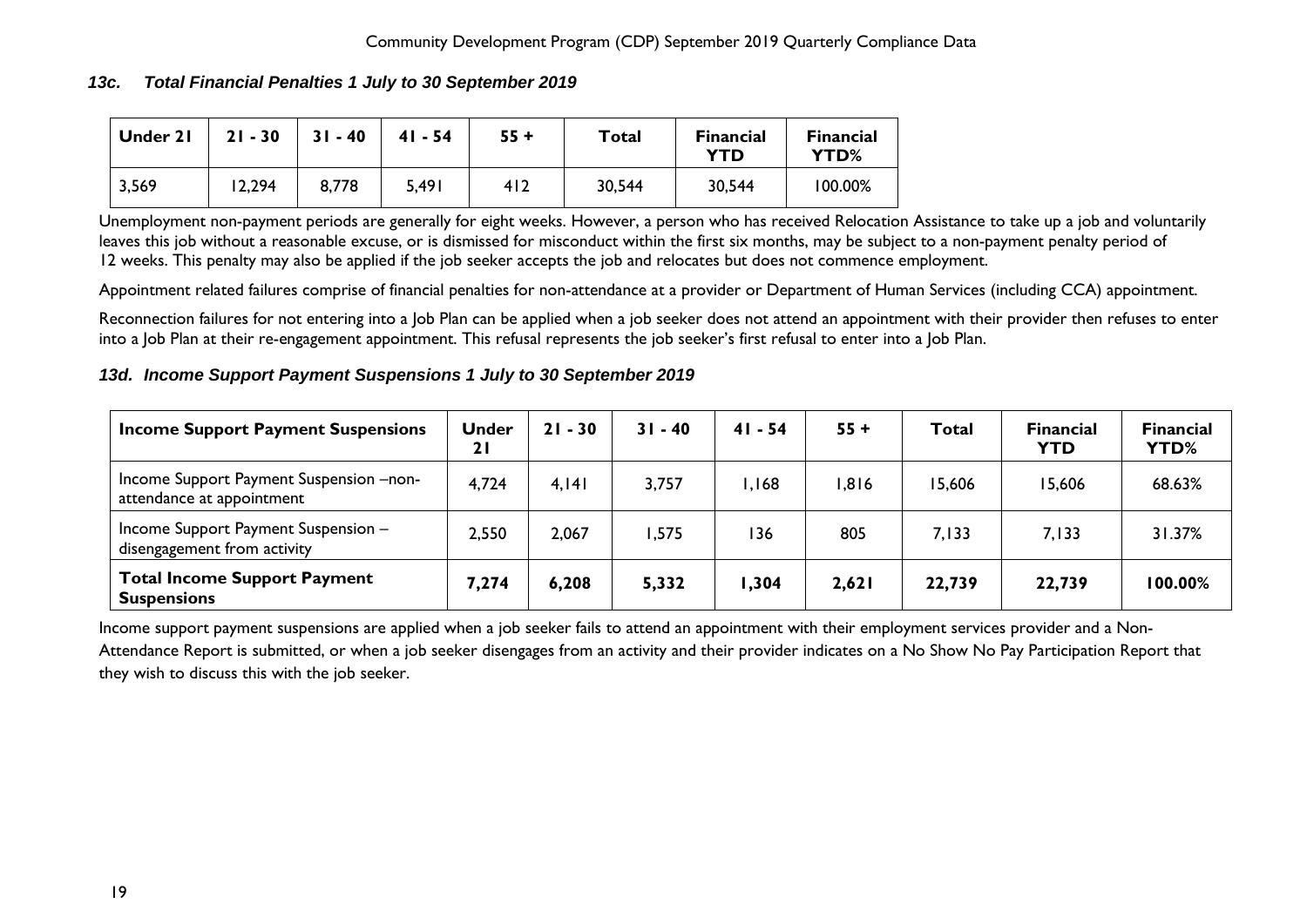### *13c. Total Financial Penalties 1 July to 30 September 2019*

| Under 21 | 21 - 30 | 31 - 40 | 41 - 54 | 55 + | Total | Financial YTD | Financial YTD% |
|---|---|---|---|---|---|---|---|
| 3,569 | 12,294 | 8,778 | 5,491 | 412 | 30,544 | 30,544 | 100.00% |

Unemployment non-payment periods are generally for eight weeks. However, a person who has received Relocation Assistance to take up a job and voluntarily leaves this job without a reasonable excuse, or is dismissed for misconduct within the first six months, may be subject to a non-payment penalty period of 12 weeks. This penalty may also be applied if the job seeker accepts the job and relocates but does not commence employment.

Appointment related failures comprise of financial penalties for non-attendance at a provider or Department of Human Services (including CCA) appointment.

Reconnection failures for not entering into a Job Plan can be applied when a job seeker does not attend an appointment with their provider then refuses to enter into a Job Plan at their re-engagement appointment. This refusal represents the job seeker's first refusal to enter into a Job Plan.

### *13d. Income Support Payment Suspensions 1 July to 30 September 2019*

| Income Support Payment Suspensions | Under 21 | 21 - 30 | 31 - 40 | 41 - 54 | 55 + | Total | Financial YTD | Financial YTD% |
|---|---|---|---|---|---|---|---|---|
| Income Support Payment Suspension –non-attendance at appointment | 4,724 | 4,141 | 3,757 | 1,168 | 1,816 | 15,606 | 15,606 | 68.63% |
| Income Support Payment Suspension – disengagement from activity | 2,550 | 2,067 | 1,575 | 136 | 805 | 7,133 | 7,133 | 31.37% |
| **Total Income Support Payment Suspensions** | **7,274** | **6,208** | **5,332** | **1,304** | **2,621** | **22,739** | **22,739** | **100.00%** |

Income support payment suspensions are applied when a job seeker fails to attend an appointment with their employment services provider and a Non-Attendance Report is submitted, or when a job seeker disengages from an activity and their provider indicates on a No Show No Pay Participation Report that they wish to discuss this with the job seeker.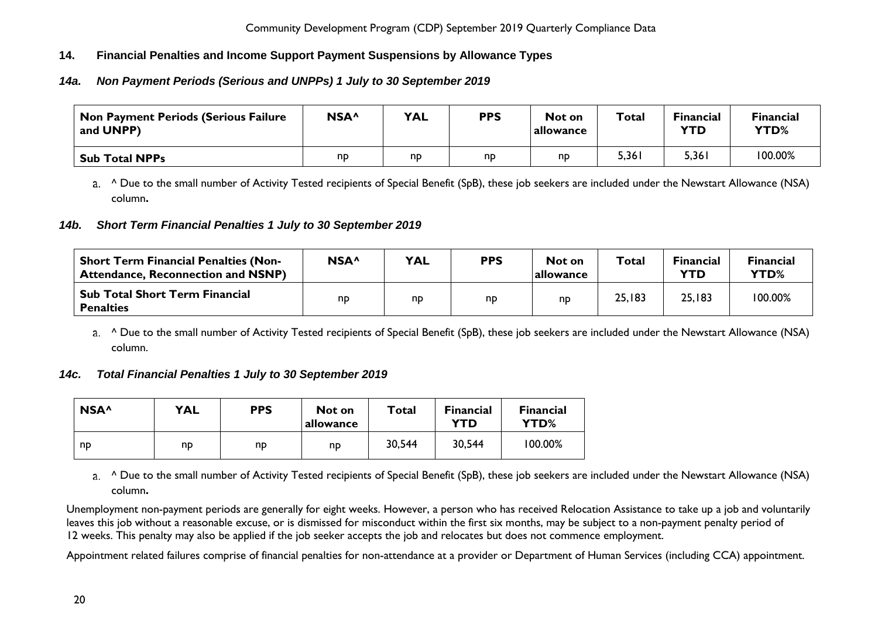## 14. Financial Penalties and Income Support Payment Suspensions by Allowance Types

### *14a. Non Payment Periods (Serious and UNPPs) 1 July to 30 September 2019*

| Non Payment Periods (Serious Failure and UNPP) | NSA^ | YAL | PPS | Not on allowance | Total | Financial YTD | Financial YTD% |
|---|---|---|---|---|---|---|---|
| **Sub Total NPPs** | np | np | np | np | 5,361 | 5,361 | 100.00% |

a. ^ Due to the small number of Activity Tested recipients of Special Benefit (SpB), these job seekers are included under the Newstart Allowance (NSA) column**.**

### *14b. Short Term Financial Penalties 1 July to 30 September 2019*

| Short Term Financial Penalties (Non-Attendance, Reconnection and NSNP) | NSA^ | YAL | PPS | Not on allowance | Total | Financial YTD | Financial YTD% |
|---|---|---|---|---|---|---|---|
| **Sub Total Short Term Financial Penalties** | np | np | np | np | 25,183 | 25,183 | 100.00% |

a. ^ Due to the small number of Activity Tested recipients of Special Benefit (SpB), these job seekers are included under the Newstart Allowance (NSA) column.

### *14c. Total Financial Penalties 1 July to 30 September 2019*

| NSA^ | YAL | PPS | Not on allowance | Total | Financial YTD | Financial YTD% |
|---|---|---|---|---|---|---|
| np | np | np | np | 30,544 | 30,544 | 100.00% |

a. ^ Due to the small number of Activity Tested recipients of Special Benefit (SpB), these job seekers are included under the Newstart Allowance (NSA) column**.**

Unemployment non-payment periods are generally for eight weeks. However, a person who has received Relocation Assistance to take up a job and voluntarily leaves this job without a reasonable excuse, or is dismissed for misconduct within the first six months, may be subject to a non-payment penalty period of 12 weeks. This penalty may also be applied if the job seeker accepts the job and relocates but does not commence employment.

Appointment related failures comprise of financial penalties for non-attendance at a provider or Department of Human Services (including CCA) appointment.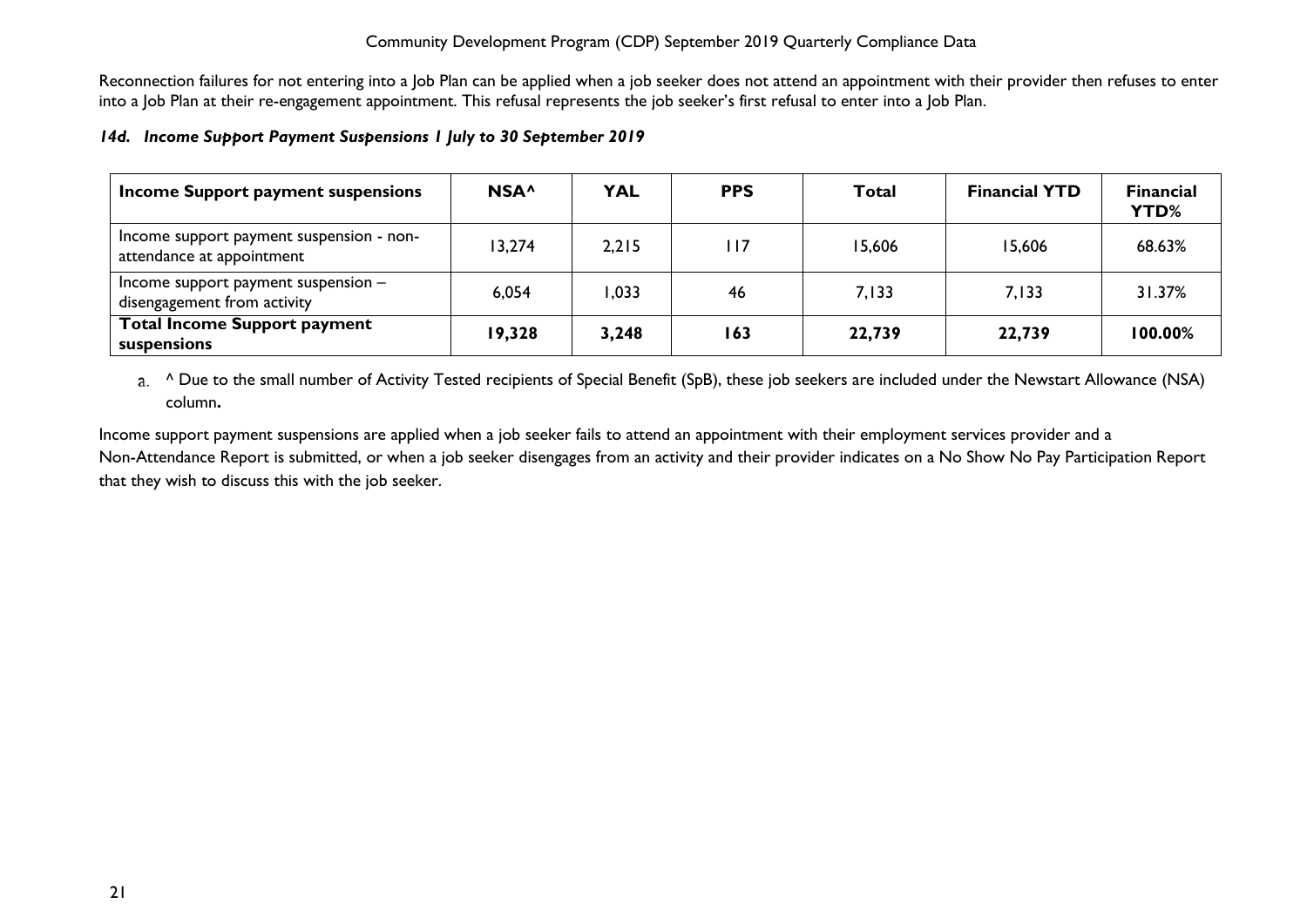Reconnection failures for not entering into a Job Plan can be applied when a job seeker does not attend an appointment with their provider then refuses to enter into a Job Plan at their re-engagement appointment. This refusal represents the job seeker's first refusal to enter into a Job Plan.

### *14d. Income Support Payment Suspensions 1 July to 30 September 2019*

| Income Support payment suspensions | NSA^ | YAL | PPS | Total | Financial YTD | Financial YTD% |
|---|---|---|---|---|---|---|
| Income support payment suspension - non-attendance at appointment | 13,274 | 2,215 | 117 | 15,606 | 15,606 | 68.63% |
| Income support payment suspension – disengagement from activity | 6,054 | 1,033 | 46 | 7,133 | 7,133 | 31.37% |
| **Total Income Support payment suspensions** | **19,328** | **3,248** | **163** | **22,739** | **22,739** | **100.00%** |

a. ^ Due to the small number of Activity Tested recipients of Special Benefit (SpB), these job seekers are included under the Newstart Allowance (NSA) column**.**

Income support payment suspensions are applied when a job seeker fails to attend an appointment with their employment services provider and a Non-Attendance Report is submitted, or when a job seeker disengages from an activity and their provider indicates on a No Show No Pay Participation Report that they wish to discuss this with the job seeker.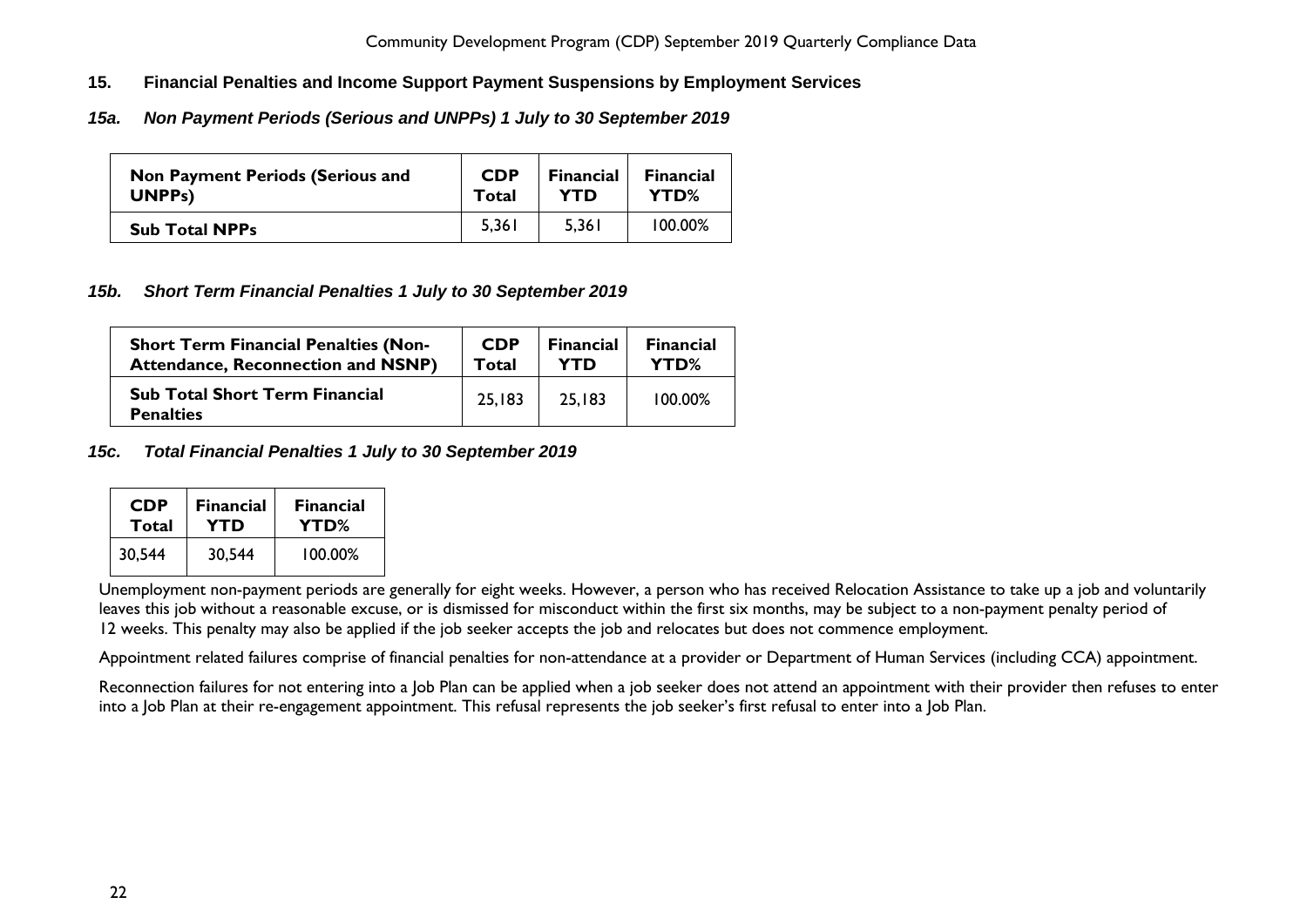## 15. Financial Penalties and Income Support Payment Suspensions by Employment Services

### *15a. Non Payment Periods (Serious and UNPPs) 1 July to 30 September 2019*

| Non Payment Periods (Serious and UNPPs) | CDP Total | Financial YTD | Financial YTD% |
|---|---|---|---|
| **Sub Total NPPs** | 5,361 | 5,361 | 100.00% |

### *15b. Short Term Financial Penalties 1 July to 30 September 2019*

| Short Term Financial Penalties (Non-Attendance, Reconnection and NSNP) | CDP Total | Financial YTD | Financial YTD% |
|---|---|---|---|
| **Sub Total Short Term Financial Penalties** | 25,183 | 25,183 | 100.00% |

### *15c. Total Financial Penalties 1 July to 30 September 2019*

| CDP Total | Financial YTD | Financial YTD% |
|---|---|---|
| 30,544 | 30,544 | 100.00% |

Unemployment non-payment periods are generally for eight weeks. However, a person who has received Relocation Assistance to take up a job and voluntarily leaves this job without a reasonable excuse, or is dismissed for misconduct within the first six months, may be subject to a non-payment penalty period of 12 weeks. This penalty may also be applied if the job seeker accepts the job and relocates but does not commence employment.

Appointment related failures comprise of financial penalties for non-attendance at a provider or Department of Human Services (including CCA) appointment.

Reconnection failures for not entering into a Job Plan can be applied when a job seeker does not attend an appointment with their provider then refuses to enter into a Job Plan at their re-engagement appointment. This refusal represents the job seeker's first refusal to enter into a Job Plan.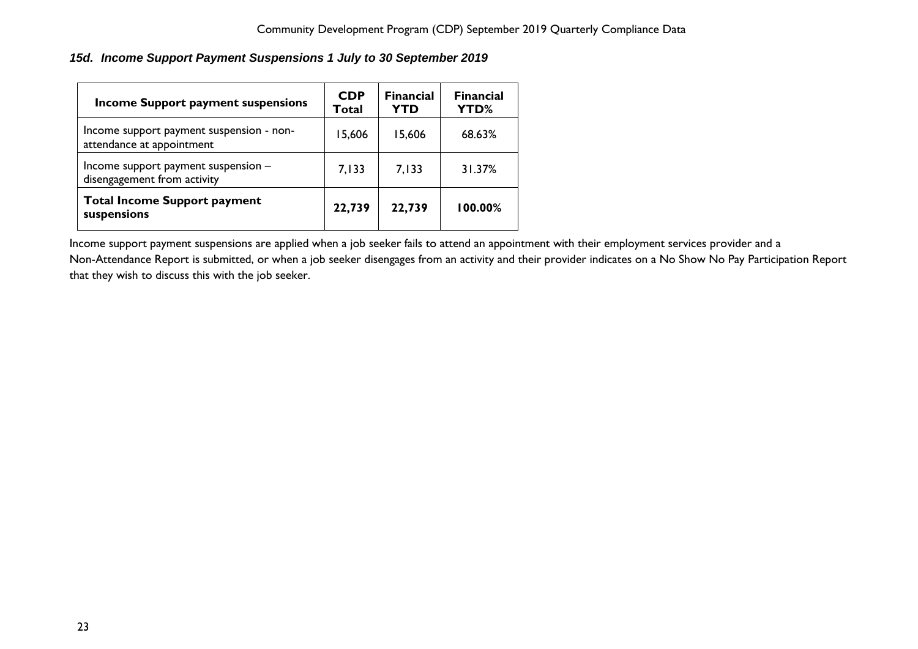### *15d. Income Support Payment Suspensions 1 July to 30 September 2019*

| Income Support payment suspensions | CDP Total | Financial YTD | Financial YTD% |
|---|---|---|---|
| Income support payment suspension - non-attendance at appointment | 15,606 | 15,606 | 68.63% |
| Income support payment suspension – disengagement from activity | 7,133 | 7,133 | 31.37% |
| **Total Income Support payment suspensions** | **22,739** | **22,739** | **100.00%** |

Income support payment suspensions are applied when a job seeker fails to attend an appointment with their employment services provider and a Non-Attendance Report is submitted, or when a job seeker disengages from an activity and their provider indicates on a No Show No Pay Participation Report that they wish to discuss this with the job seeker.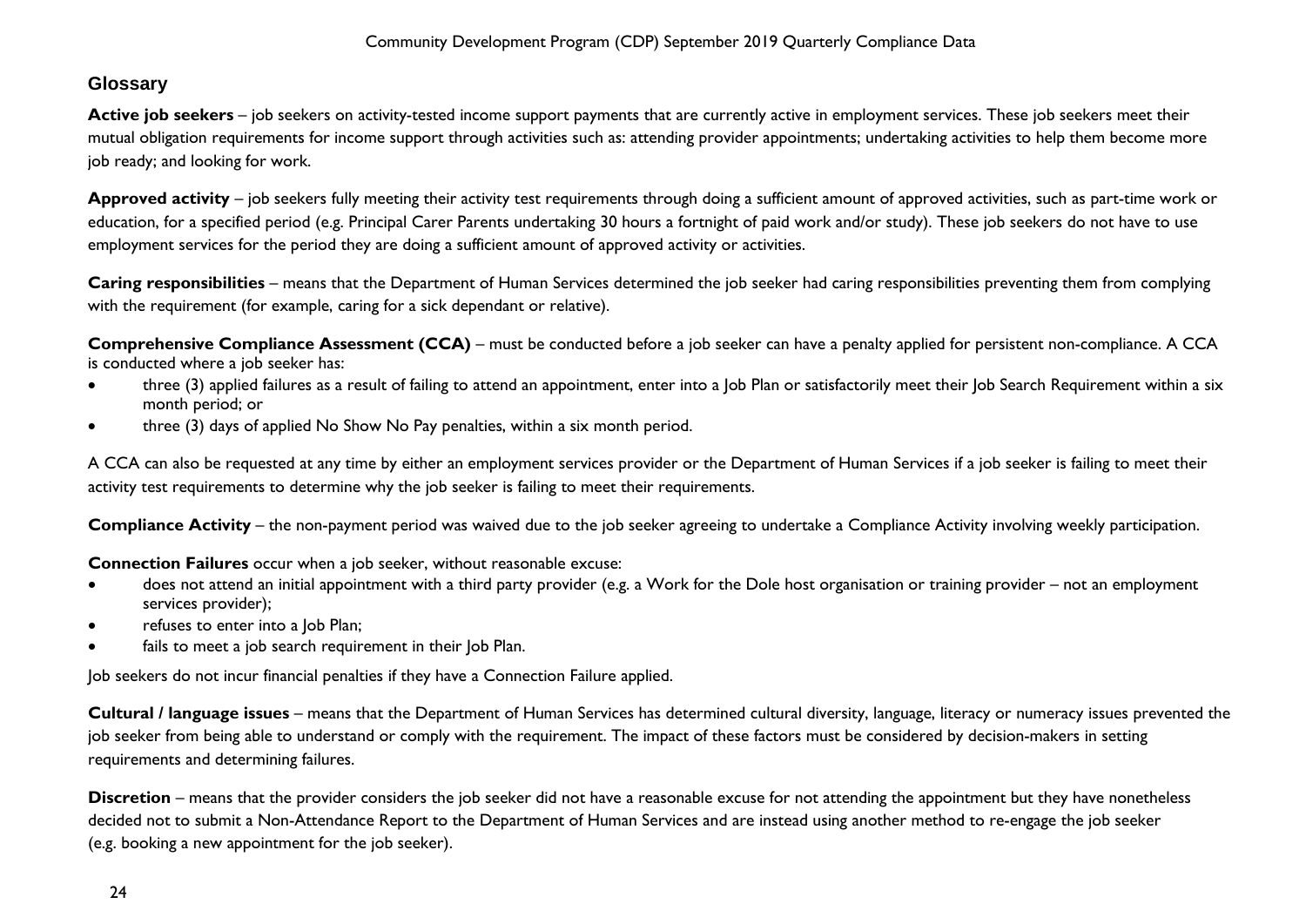## Glossary

**Active job seekers** – job seekers on activity-tested income support payments that are currently active in employment services. These job seekers meet their mutual obligation requirements for income support through activities such as: attending provider appointments; undertaking activities to help them become more job ready; and looking for work.

**Approved activity** – job seekers fully meeting their activity test requirements through doing a sufficient amount of approved activities, such as part-time work or education, for a specified period (e.g. Principal Carer Parents undertaking 30 hours a fortnight of paid work and/or study). These job seekers do not have to use employment services for the period they are doing a sufficient amount of approved activity or activities.

**Caring responsibilities** – means that the Department of Human Services determined the job seeker had caring responsibilities preventing them from complying with the requirement (for example, caring for a sick dependant or relative).

**Comprehensive Compliance Assessment (CCA)** – must be conducted before a job seeker can have a penalty applied for persistent non-compliance. A CCA is conducted where a job seeker has:

- three (3) applied failures as a result of failing to attend an appointment, enter into a Job Plan or satisfactorily meet their Job Search Requirement within a six month period; or
- three (3) days of applied No Show No Pay penalties, within a six month period.

A CCA can also be requested at any time by either an employment services provider or the Department of Human Services if a job seeker is failing to meet their activity test requirements to determine why the job seeker is failing to meet their requirements.

**Compliance Activity** – the non-payment period was waived due to the job seeker agreeing to undertake a Compliance Activity involving weekly participation.

**Connection Failures** occur when a job seeker, without reasonable excuse:

- does not attend an initial appointment with a third party provider (e.g. a Work for the Dole host organisation or training provider – not an employment services provider);
- refuses to enter into a Job Plan;
- fails to meet a job search requirement in their Job Plan.

Job seekers do not incur financial penalties if they have a Connection Failure applied.

**Cultural / language issues** – means that the Department of Human Services has determined cultural diversity, language, literacy or numeracy issues prevented the job seeker from being able to understand or comply with the requirement. The impact of these factors must be considered by decision-makers in setting requirements and determining failures.

**Discretion** – means that the provider considers the job seeker did not have a reasonable excuse for not attending the appointment but they have nonetheless decided not to submit a Non-Attendance Report to the Department of Human Services and are instead using another method to re-engage the job seeker (e.g. booking a new appointment for the job seeker).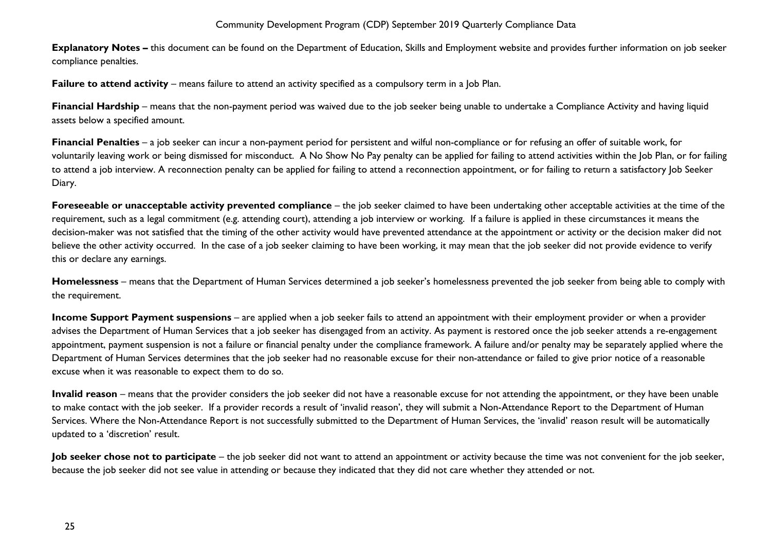**Explanatory Notes –** this document can be found on the Department of Education, Skills and Employment website and provides further information on job seeker compliance penalties.

**Failure to attend activity** – means failure to attend an activity specified as a compulsory term in a Job Plan.

**Financial Hardship** – means that the non-payment period was waived due to the job seeker being unable to undertake a Compliance Activity and having liquid assets below a specified amount.

**Financial Penalties** – a job seeker can incur a non-payment period for persistent and wilful non-compliance or for refusing an offer of suitable work, for voluntarily leaving work or being dismissed for misconduct. A No Show No Pay penalty can be applied for failing to attend activities within the Job Plan, or for failing to attend a job interview. A reconnection penalty can be applied for failing to attend a reconnection appointment, or for failing to return a satisfactory Job Seeker Diary.

**Foreseeable or unacceptable activity prevented compliance** – the job seeker claimed to have been undertaking other acceptable activities at the time of the requirement, such as a legal commitment (e.g. attending court), attending a job interview or working. If a failure is applied in these circumstances it means the decision-maker was not satisfied that the timing of the other activity would have prevented attendance at the appointment or activity or the decision maker did not believe the other activity occurred. In the case of a job seeker claiming to have been working, it may mean that the job seeker did not provide evidence to verify this or declare any earnings.

**Homelessness** – means that the Department of Human Services determined a job seeker's homelessness prevented the job seeker from being able to comply with the requirement.

**Income Support Payment suspensions** – are applied when a job seeker fails to attend an appointment with their employment provider or when a provider advises the Department of Human Services that a job seeker has disengaged from an activity. As payment is restored once the job seeker attends a re-engagement appointment, payment suspension is not a failure or financial penalty under the compliance framework. A failure and/or penalty may be separately applied where the Department of Human Services determines that the job seeker had no reasonable excuse for their non-attendance or failed to give prior notice of a reasonable excuse when it was reasonable to expect them to do so.

**Invalid reason** – means that the provider considers the job seeker did not have a reasonable excuse for not attending the appointment, or they have been unable to make contact with the job seeker. If a provider records a result of 'invalid reason', they will submit a Non-Attendance Report to the Department of Human Services. Where the Non-Attendance Report is not successfully submitted to the Department of Human Services, the 'invalid' reason result will be automatically updated to a 'discretion' result.

**Job seeker chose not to participate** – the job seeker did not want to attend an appointment or activity because the time was not convenient for the job seeker, because the job seeker did not see value in attending or because they indicated that they did not care whether they attended or not.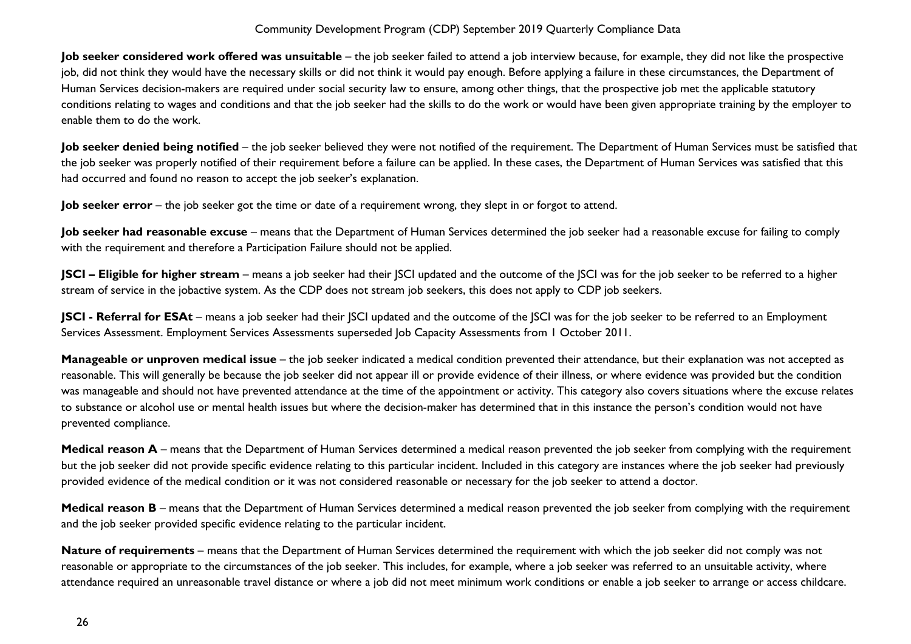**Job seeker considered work offered was unsuitable** – the job seeker failed to attend a job interview because, for example, they did not like the prospective job, did not think they would have the necessary skills or did not think it would pay enough. Before applying a failure in these circumstances, the Department of Human Services decision-makers are required under social security law to ensure, among other things, that the prospective job met the applicable statutory conditions relating to wages and conditions and that the job seeker had the skills to do the work or would have been given appropriate training by the employer to enable them to do the work.

**Job seeker denied being notified** – the job seeker believed they were not notified of the requirement. The Department of Human Services must be satisfied that the job seeker was properly notified of their requirement before a failure can be applied. In these cases, the Department of Human Services was satisfied that this had occurred and found no reason to accept the job seeker's explanation.

**Job seeker error** – the job seeker got the time or date of a requirement wrong, they slept in or forgot to attend.

**Job seeker had reasonable excuse** – means that the Department of Human Services determined the job seeker had a reasonable excuse for failing to comply with the requirement and therefore a Participation Failure should not be applied.

**JSCI – Eligible for higher stream** – means a job seeker had their JSCI updated and the outcome of the JSCI was for the job seeker to be referred to a higher stream of service in the jobactive system. As the CDP does not stream job seekers, this does not apply to CDP job seekers.

**JSCI - Referral for ESAt** – means a job seeker had their JSCI updated and the outcome of the JSCI was for the job seeker to be referred to an Employment Services Assessment. Employment Services Assessments superseded Job Capacity Assessments from 1 October 2011.

**Manageable or unproven medical issue** – the job seeker indicated a medical condition prevented their attendance, but their explanation was not accepted as reasonable. This will generally be because the job seeker did not appear ill or provide evidence of their illness, or where evidence was provided but the condition was manageable and should not have prevented attendance at the time of the appointment or activity. This category also covers situations where the excuse relates to substance or alcohol use or mental health issues but where the decision-maker has determined that in this instance the person's condition would not have prevented compliance.

**Medical reason A** – means that the Department of Human Services determined a medical reason prevented the job seeker from complying with the requirement but the job seeker did not provide specific evidence relating to this particular incident. Included in this category are instances where the job seeker had previously provided evidence of the medical condition or it was not considered reasonable or necessary for the job seeker to attend a doctor.

**Medical reason B** – means that the Department of Human Services determined a medical reason prevented the job seeker from complying with the requirement and the job seeker provided specific evidence relating to the particular incident.

**Nature of requirements** – means that the Department of Human Services determined the requirement with which the job seeker did not comply was not reasonable or appropriate to the circumstances of the job seeker. This includes, for example, where a job seeker was referred to an unsuitable activity, where attendance required an unreasonable travel distance or where a job did not meet minimum work conditions or enable a job seeker to arrange or access childcare.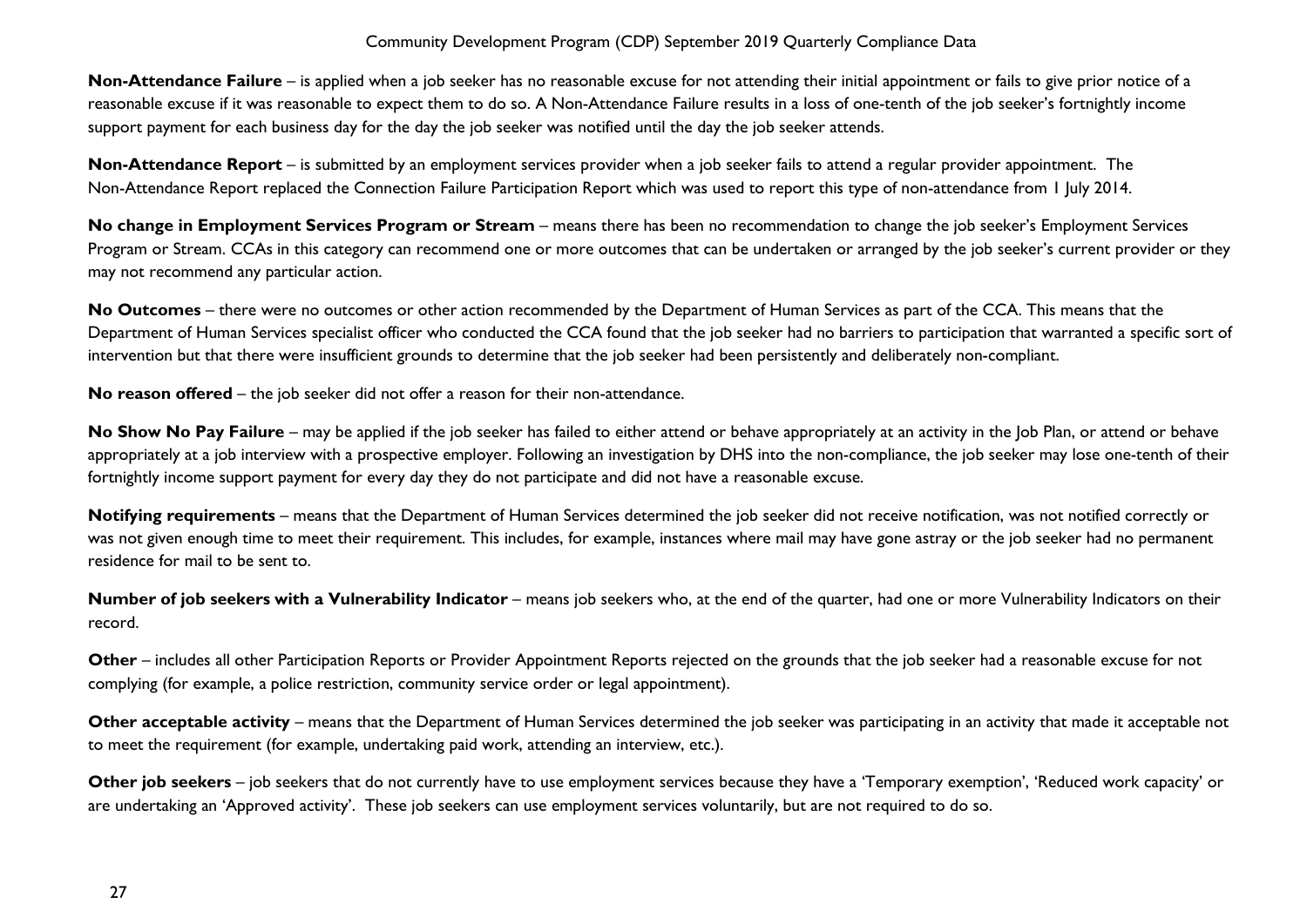**Non-Attendance Failure** – is applied when a job seeker has no reasonable excuse for not attending their initial appointment or fails to give prior notice of a reasonable excuse if it was reasonable to expect them to do so. A Non-Attendance Failure results in a loss of one-tenth of the job seeker's fortnightly income support payment for each business day for the day the job seeker was notified until the day the job seeker attends.

**Non-Attendance Report** – is submitted by an employment services provider when a job seeker fails to attend a regular provider appointment. The Non-Attendance Report replaced the Connection Failure Participation Report which was used to report this type of non-attendance from 1 July 2014.

**No change in Employment Services Program or Stream** – means there has been no recommendation to change the job seeker's Employment Services Program or Stream. CCAs in this category can recommend one or more outcomes that can be undertaken or arranged by the job seeker's current provider or they may not recommend any particular action.

**No Outcomes** – there were no outcomes or other action recommended by the Department of Human Services as part of the CCA. This means that the Department of Human Services specialist officer who conducted the CCA found that the job seeker had no barriers to participation that warranted a specific sort of intervention but that there were insufficient grounds to determine that the job seeker had been persistently and deliberately non-compliant.

**No reason offered** – the job seeker did not offer a reason for their non-attendance.

**No Show No Pay Failure** – may be applied if the job seeker has failed to either attend or behave appropriately at an activity in the Job Plan, or attend or behave appropriately at a job interview with a prospective employer. Following an investigation by DHS into the non-compliance, the job seeker may lose one-tenth of their fortnightly income support payment for every day they do not participate and did not have a reasonable excuse.

**Notifying requirements** – means that the Department of Human Services determined the job seeker did not receive notification, was not notified correctly or was not given enough time to meet their requirement. This includes, for example, instances where mail may have gone astray or the job seeker had no permanent residence for mail to be sent to.

**Number of job seekers with a Vulnerability Indicator** – means job seekers who, at the end of the quarter, had one or more Vulnerability Indicators on their record.

**Other** – includes all other Participation Reports or Provider Appointment Reports rejected on the grounds that the job seeker had a reasonable excuse for not complying (for example, a police restriction, community service order or legal appointment).

**Other acceptable activity** – means that the Department of Human Services determined the job seeker was participating in an activity that made it acceptable not to meet the requirement (for example, undertaking paid work, attending an interview, etc.).

**Other job seekers** – job seekers that do not currently have to use employment services because they have a 'Temporary exemption', 'Reduced work capacity' or are undertaking an 'Approved activity'. These job seekers can use employment services voluntarily, but are not required to do so.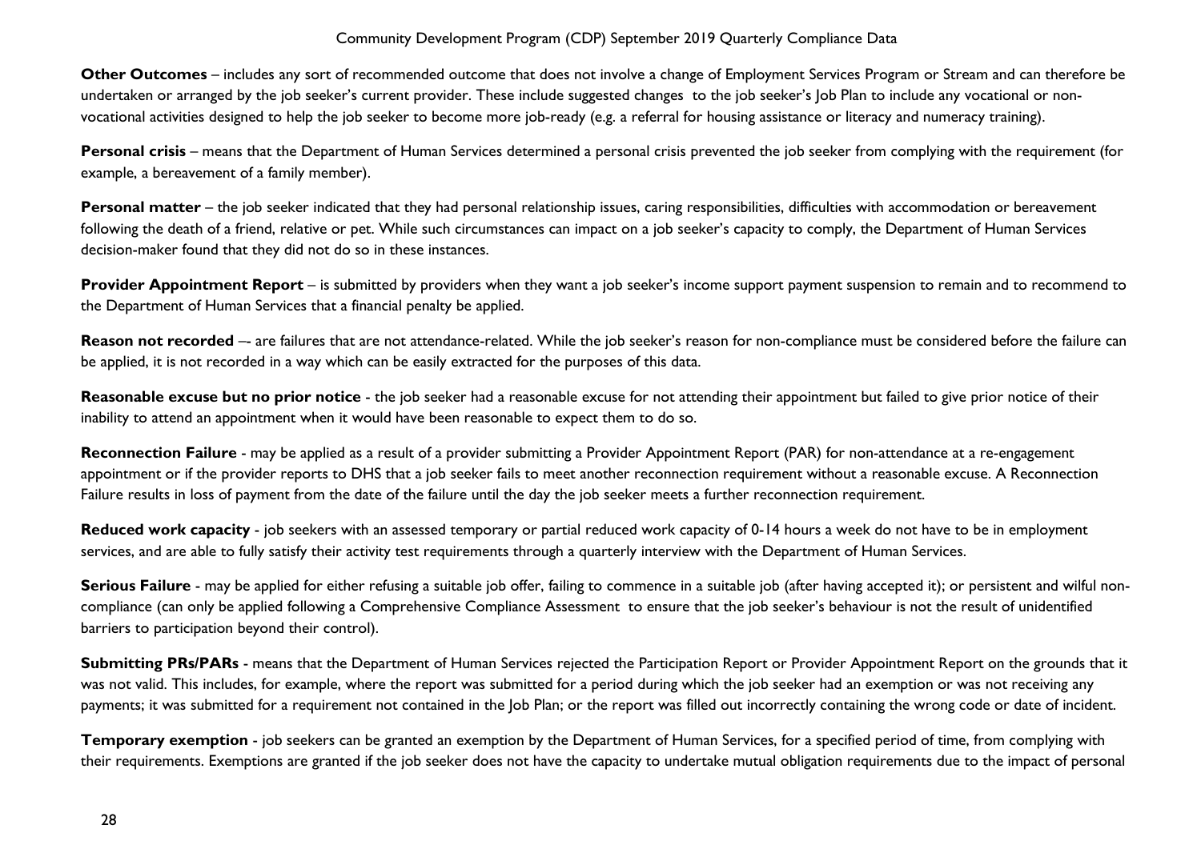**Other Outcomes** – includes any sort of recommended outcome that does not involve a change of Employment Services Program or Stream and can therefore be undertaken or arranged by the job seeker's current provider. These include suggested changes to the job seeker's Job Plan to include any vocational or non-vocational activities designed to help the job seeker to become more job-ready (e.g. a referral for housing assistance or literacy and numeracy training).

**Personal crisis** – means that the Department of Human Services determined a personal crisis prevented the job seeker from complying with the requirement (for example, a bereavement of a family member).

**Personal matter** – the job seeker indicated that they had personal relationship issues, caring responsibilities, difficulties with accommodation or bereavement following the death of a friend, relative or pet. While such circumstances can impact on a job seeker's capacity to comply, the Department of Human Services decision-maker found that they did not do so in these instances.

**Provider Appointment Report** – is submitted by providers when they want a job seeker's income support payment suspension to remain and to recommend to the Department of Human Services that a financial penalty be applied.

**Reason not recorded** –- are failures that are not attendance-related. While the job seeker's reason for non-compliance must be considered before the failure can be applied, it is not recorded in a way which can be easily extracted for the purposes of this data.

**Reasonable excuse but no prior notice** - the job seeker had a reasonable excuse for not attending their appointment but failed to give prior notice of their inability to attend an appointment when it would have been reasonable to expect them to do so.

**Reconnection Failure** - may be applied as a result of a provider submitting a Provider Appointment Report (PAR) for non-attendance at a re-engagement appointment or if the provider reports to DHS that a job seeker fails to meet another reconnection requirement without a reasonable excuse. A Reconnection Failure results in loss of payment from the date of the failure until the day the job seeker meets a further reconnection requirement.

**Reduced work capacity** - job seekers with an assessed temporary or partial reduced work capacity of 0-14 hours a week do not have to be in employment services, and are able to fully satisfy their activity test requirements through a quarterly interview with the Department of Human Services.

**Serious Failure** - may be applied for either refusing a suitable job offer, failing to commence in a suitable job (after having accepted it); or persistent and wilful non-compliance (can only be applied following a Comprehensive Compliance Assessment to ensure that the job seeker's behaviour is not the result of unidentified barriers to participation beyond their control).

**Submitting PRs/PARs** - means that the Department of Human Services rejected the Participation Report or Provider Appointment Report on the grounds that it was not valid. This includes, for example, where the report was submitted for a period during which the job seeker had an exemption or was not receiving any payments; it was submitted for a requirement not contained in the Job Plan; or the report was filled out incorrectly containing the wrong code or date of incident.

**Temporary exemption** - job seekers can be granted an exemption by the Department of Human Services, for a specified period of time, from complying with their requirements. Exemptions are granted if the job seeker does not have the capacity to undertake mutual obligation requirements due to the impact of personal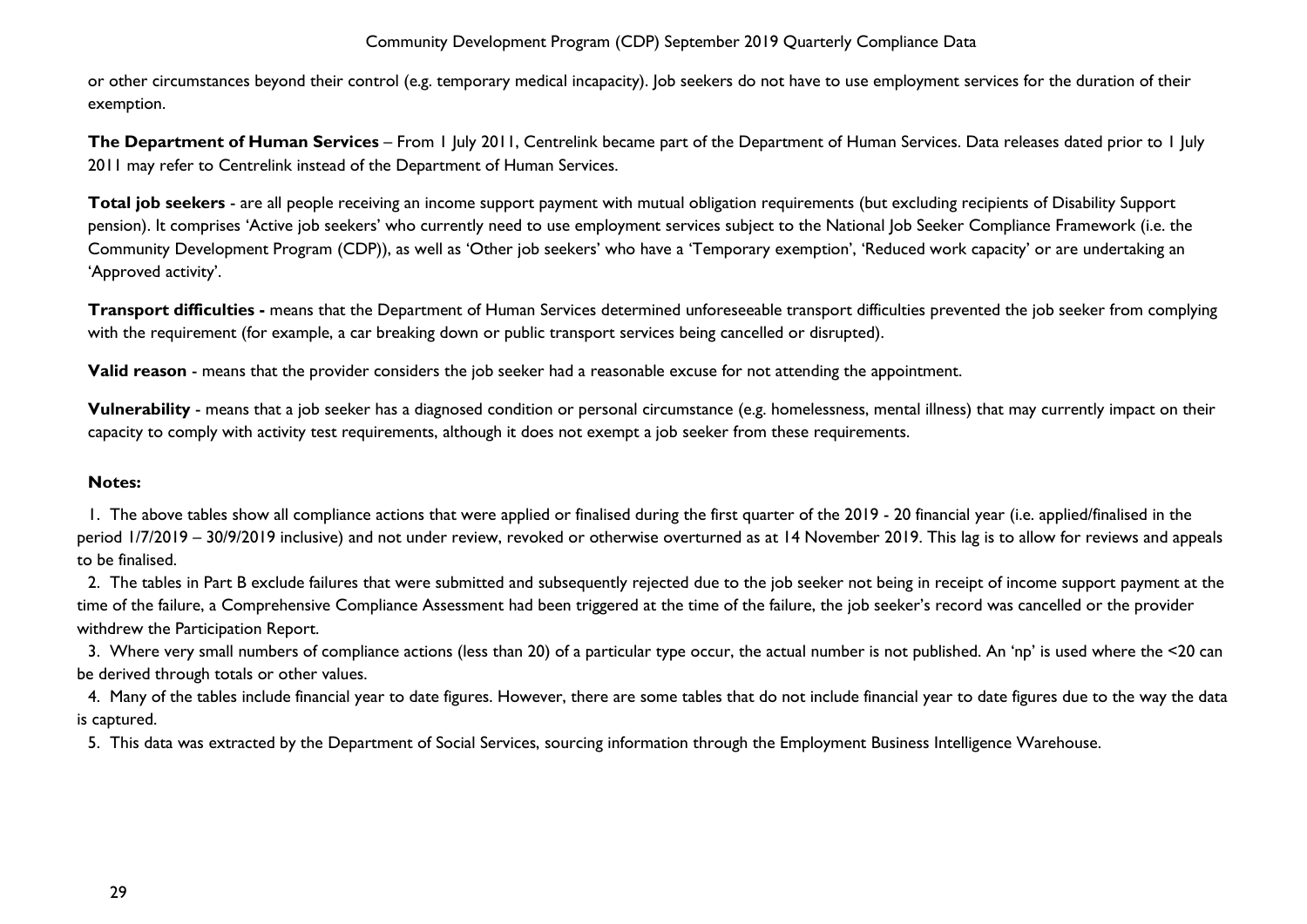or other circumstances beyond their control (e.g. temporary medical incapacity). Job seekers do not have to use employment services for the duration of their exemption.

**The Department of Human Services** – From 1 July 2011, Centrelink became part of the Department of Human Services. Data releases dated prior to 1 July 2011 may refer to Centrelink instead of the Department of Human Services.

**Total job seekers** - are all people receiving an income support payment with mutual obligation requirements (but excluding recipients of Disability Support pension). It comprises 'Active job seekers' who currently need to use employment services subject to the National Job Seeker Compliance Framework (i.e. the Community Development Program (CDP)), as well as 'Other job seekers' who have a 'Temporary exemption', 'Reduced work capacity' or are undertaking an 'Approved activity'.

**Transport difficulties -** means that the Department of Human Services determined unforeseeable transport difficulties prevented the job seeker from complying with the requirement (for example, a car breaking down or public transport services being cancelled or disrupted).

**Valid reason** - means that the provider considers the job seeker had a reasonable excuse for not attending the appointment.

**Vulnerability** - means that a job seeker has a diagnosed condition or personal circumstance (e.g. homelessness, mental illness) that may currently impact on their capacity to comply with activity test requirements, although it does not exempt a job seeker from these requirements.

**Notes:**

1. The above tables show all compliance actions that were applied or finalised during the first quarter of the 2019 - 20 financial year (i.e. applied/finalised in the period 1/7/2019 – 30/9/2019 inclusive) and not under review, revoked or otherwise overturned as at 14 November 2019. This lag is to allow for reviews and appeals to be finalised.
2. The tables in Part B exclude failures that were submitted and subsequently rejected due to the job seeker not being in receipt of income support payment at the time of the failure, a Comprehensive Compliance Assessment had been triggered at the time of the failure, the job seeker's record was cancelled or the provider withdrew the Participation Report.
3. Where very small numbers of compliance actions (less than 20) of a particular type occur, the actual number is not published. An 'np' is used where the <20 can be derived through totals or other values.
4. Many of the tables include financial year to date figures. However, there are some tables that do not include financial year to date figures due to the way the data is captured.
5. This data was extracted by the Department of Social Services, sourcing information through the Employment Business Intelligence Warehouse.